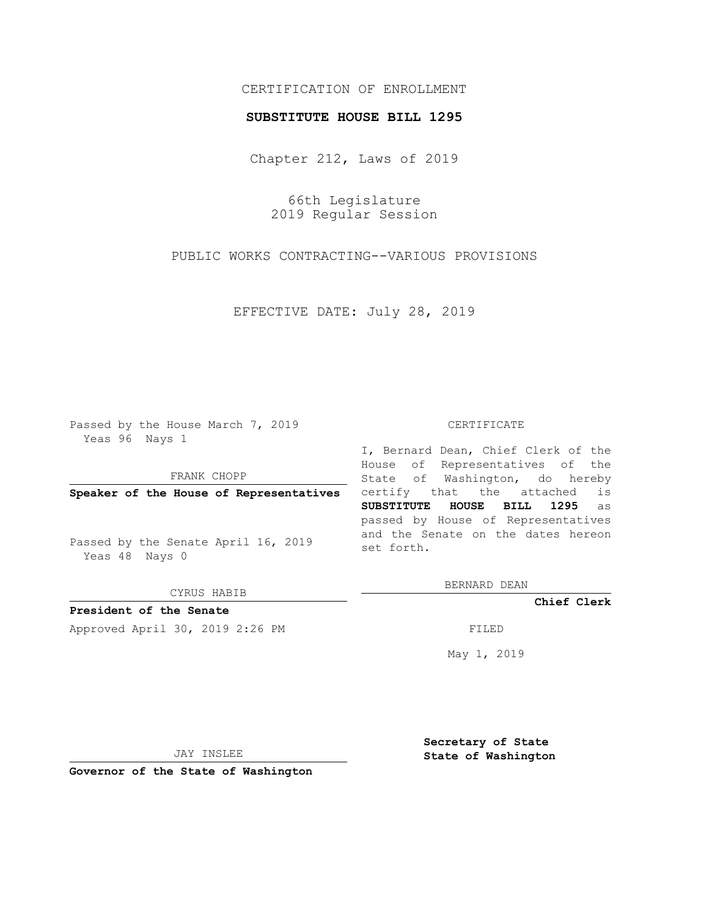CERTIFICATION OF ENROLLMENT

**SUBSTITUTE HOUSE BILL 1295**

Chapter 212, Laws of 2019

66th Legislature
2019 Regular Session

PUBLIC WORKS CONTRACTING--VARIOUS PROVISIONS

EFFECTIVE DATE: July 28, 2019

Passed by the House March 7, 2019
Yeas 96 Nays 1

FRANK CHOPP

**Speaker of the House of Representatives**

Passed by the Senate April 16, 2019
Yeas 48 Nays 0

CYRUS HABIB

**President of the Senate**

Approved April 30, 2019 2:26 PM

JAY INSLEE

**Governor of the State of Washington**

CERTIFICATE

I, Bernard Dean, Chief Clerk of the House of Representatives of the State of Washington, do hereby certify that the attached is **SUBSTITUTE HOUSE BILL 1295** as passed by House of Representatives and the Senate on the dates hereon set forth.

BERNARD DEAN

**Chief Clerk**

FILED

May 1, 2019

**Secretary of State**
**State of Washington**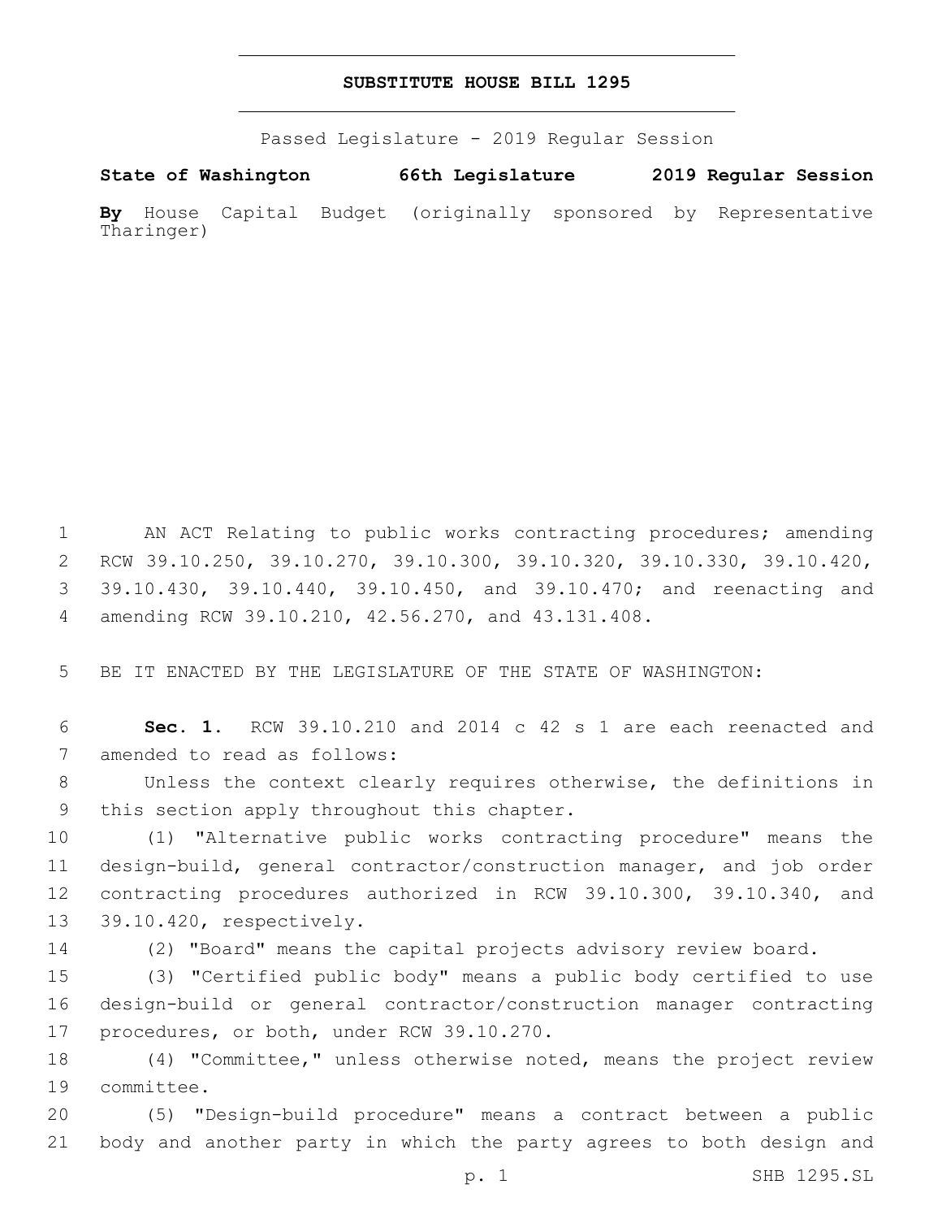# SUBSTITUTE HOUSE BILL 1295

Passed Legislature - 2019 Regular Session

**State of Washington 66th Legislature 2019 Regular Session**

**By** House Capital Budget (originally sponsored by Representative Tharinger)

AN ACT Relating to public works contracting procedures; amending RCW 39.10.250, 39.10.270, 39.10.300, 39.10.320, 39.10.330, 39.10.420, 39.10.430, 39.10.440, 39.10.450, and 39.10.470; and reenacting and amending RCW 39.10.210, 42.56.270, and 43.131.408.

BE IT ENACTED BY THE LEGISLATURE OF THE STATE OF WASHINGTON:

**Sec. 1.** RCW 39.10.210 and 2014 c 42 s 1 are each reenacted and amended to read as follows:

Unless the context clearly requires otherwise, the definitions in this section apply throughout this chapter.

(1) "Alternative public works contracting procedure" means the design-build, general contractor/construction manager, and job order contracting procedures authorized in RCW 39.10.300, 39.10.340, and 39.10.420, respectively.

(2) "Board" means the capital projects advisory review board.

(3) "Certified public body" means a public body certified to use design-build or general contractor/construction manager contracting procedures, or both, under RCW 39.10.270.

(4) "Committee," unless otherwise noted, means the project review committee.

(5) "Design-build procedure" means a contract between a public body and another party in which the party agrees to both design and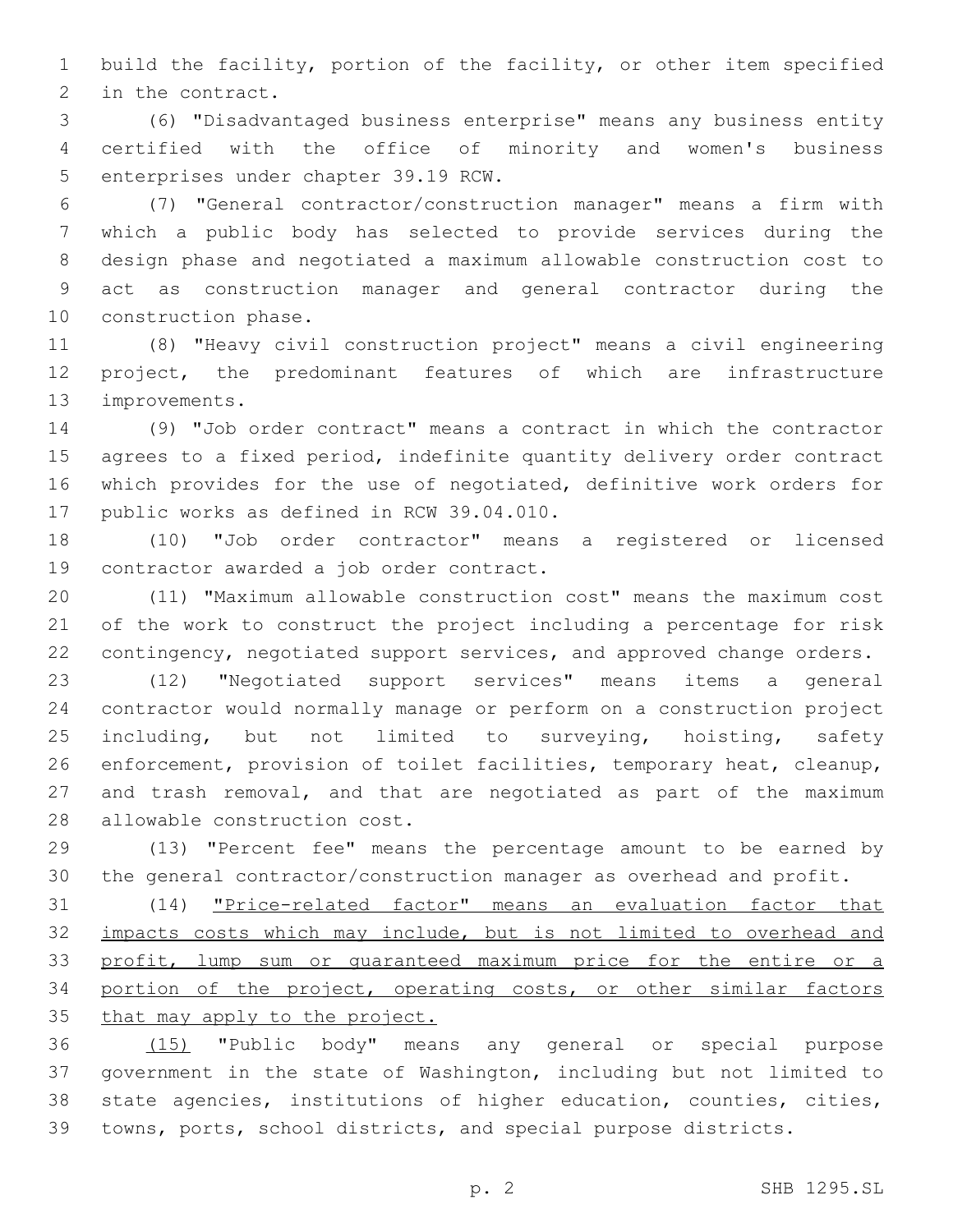build the facility, portion of the facility, or other item specified in the contract.

(6) "Disadvantaged business enterprise" means any business entity certified with the office of minority and women's business enterprises under chapter 39.19 RCW.

(7) "General contractor/construction manager" means a firm with which a public body has selected to provide services during the design phase and negotiated a maximum allowable construction cost to act as construction manager and general contractor during the construction phase.

(8) "Heavy civil construction project" means a civil engineering project, the predominant features of which are infrastructure improvements.

(9) "Job order contract" means a contract in which the contractor agrees to a fixed period, indefinite quantity delivery order contract which provides for the use of negotiated, definitive work orders for public works as defined in RCW 39.04.010.

(10) "Job order contractor" means a registered or licensed contractor awarded a job order contract.

(11) "Maximum allowable construction cost" means the maximum cost of the work to construct the project including a percentage for risk contingency, negotiated support services, and approved change orders.

(12) "Negotiated support services" means items a general contractor would normally manage or perform on a construction project including, but not limited to surveying, hoisting, safety enforcement, provision of toilet facilities, temporary heat, cleanup, and trash removal, and that are negotiated as part of the maximum allowable construction cost.

(13) "Percent fee" means the percentage amount to be earned by the general contractor/construction manager as overhead and profit.

(14) <u>"Price-related factor" means an evaluation factor that impacts costs which may include, but is not limited to overhead and profit, lump sum or guaranteed maximum price for the entire or a portion of the project, operating costs, or other similar factors that may apply to the project.</u>

<u>(15)</u> "Public body" means any general or special purpose government in the state of Washington, including but not limited to state agencies, institutions of higher education, counties, cities, towns, ports, school districts, and special purpose districts.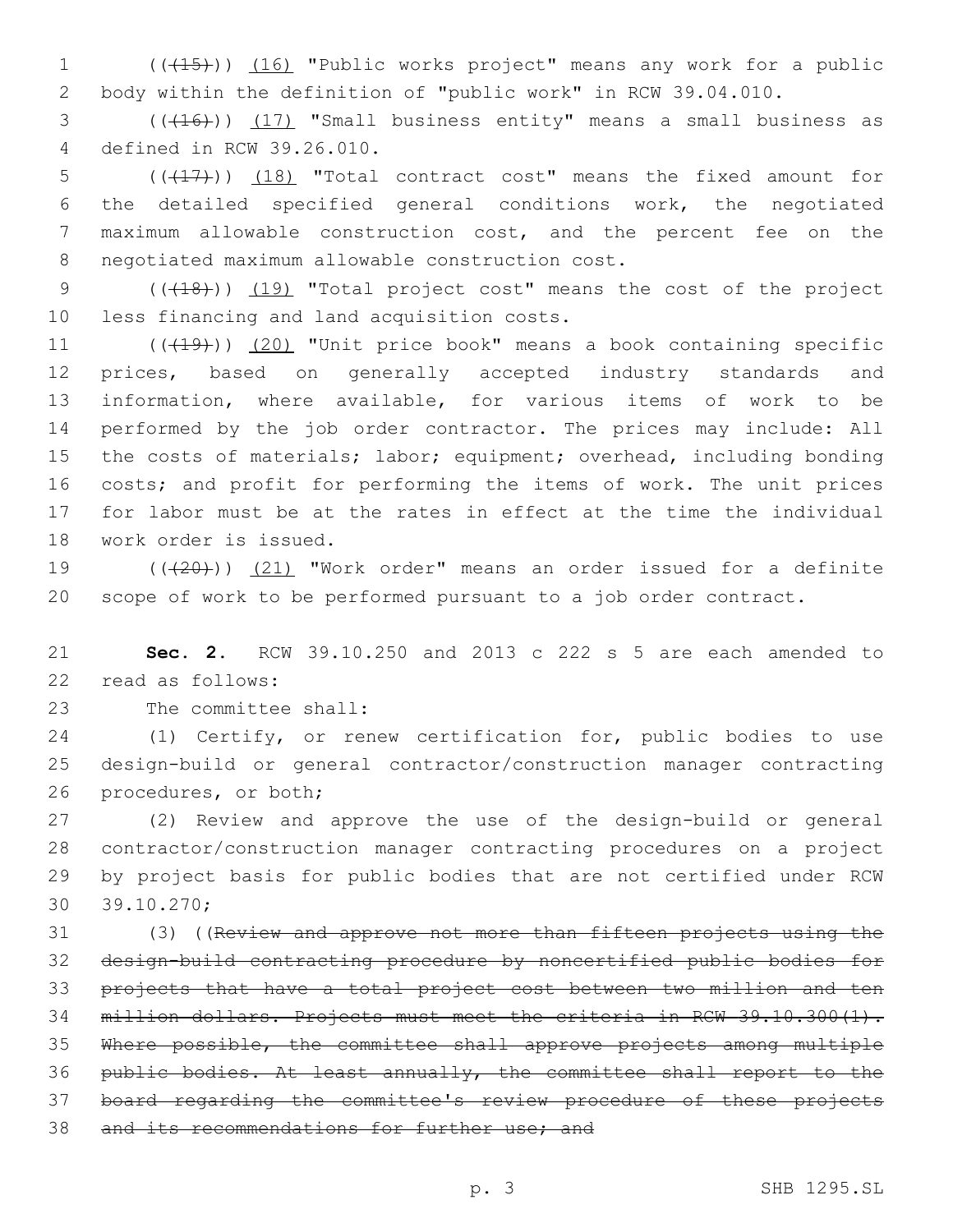((~~(15)~~)) <u>(16)</u> "Public works project" means any work for a public body within the definition of "public work" in RCW 39.04.010.

((~~(16)~~)) <u>(17)</u> "Small business entity" means a small business as defined in RCW 39.26.010.

((~~(17)~~)) <u>(18)</u> "Total contract cost" means the fixed amount for the detailed specified general conditions work, the negotiated maximum allowable construction cost, and the percent fee on the negotiated maximum allowable construction cost.

((~~(18)~~)) <u>(19)</u> "Total project cost" means the cost of the project less financing and land acquisition costs.

((~~(19)~~)) <u>(20)</u> "Unit price book" means a book containing specific prices, based on generally accepted industry standards and information, where available, for various items of work to be performed by the job order contractor. The prices may include: All the costs of materials; labor; equipment; overhead, including bonding costs; and profit for performing the items of work. The unit prices for labor must be at the rates in effect at the time the individual work order is issued.

((~~(20)~~)) <u>(21)</u> "Work order" means an order issued for a definite scope of work to be performed pursuant to a job order contract.

**Sec. 2.** RCW 39.10.250 and 2013 c 222 s 5 are each amended to read as follows:

The committee shall:

(1) Certify, or renew certification for, public bodies to use design-build or general contractor/construction manager contracting procedures, or both;

(2) Review and approve the use of the design-build or general contractor/construction manager contracting procedures on a project by project basis for public bodies that are not certified under RCW 39.10.270;

(3) ((~~Review and approve not more than fifteen projects using the design-build contracting procedure by noncertified public bodies for projects that have a total project cost between two million and ten million dollars. Projects must meet the criteria in RCW 39.10.300(1). Where possible, the committee shall approve projects among multiple public bodies. At least annually, the committee shall report to the board regarding the committee's review procedure of these projects and its recommendations for further use; and~~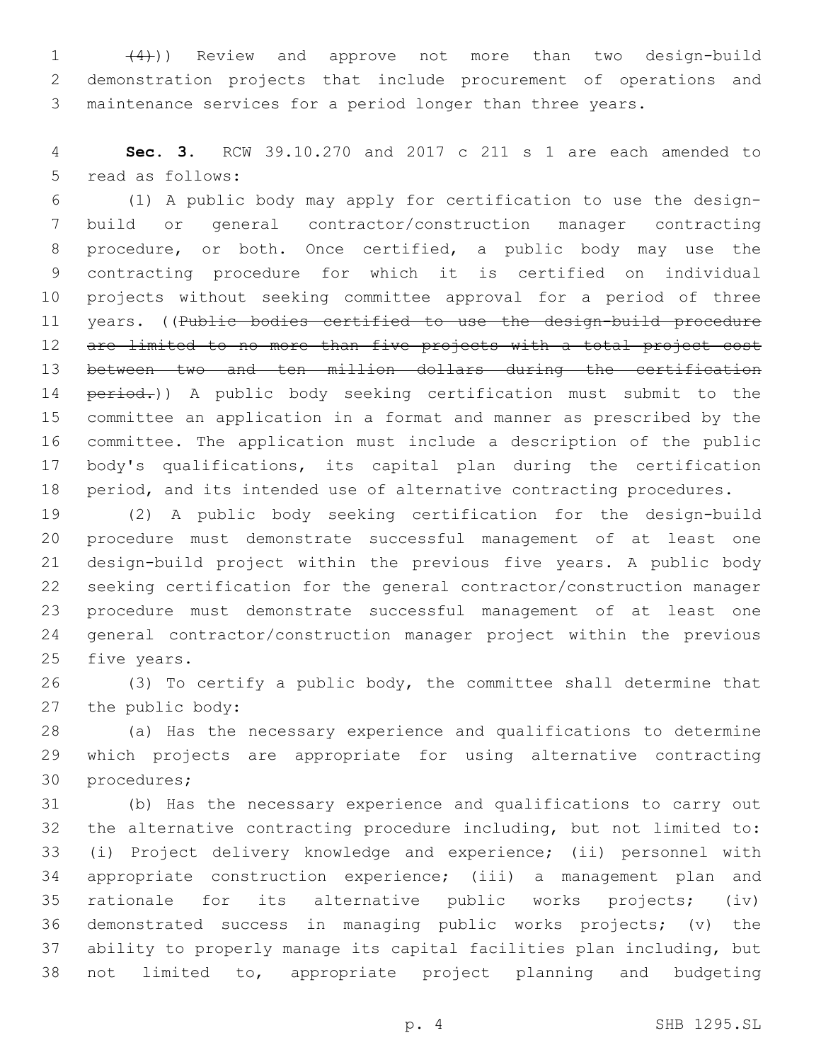~~(4)~~)) Review and approve not more than two design-build demonstration projects that include procurement of operations and maintenance services for a period longer than three years.

**Sec. 3.** RCW 39.10.270 and 2017 c 211 s 1 are each amended to read as follows:

(1) A public body may apply for certification to use the design-build or general contractor/construction manager contracting procedure, or both. Once certified, a public body may use the contracting procedure for which it is certified on individual projects without seeking committee approval for a period of three years. ((~~Public bodies certified to use the design-build procedure are limited to no more than five projects with a total project cost between two and ten million dollars during the certification period.~~)) A public body seeking certification must submit to the committee an application in a format and manner as prescribed by the committee. The application must include a description of the public body's qualifications, its capital plan during the certification period, and its intended use of alternative contracting procedures.

(2) A public body seeking certification for the design-build procedure must demonstrate successful management of at least one design-build project within the previous five years. A public body seeking certification for the general contractor/construction manager procedure must demonstrate successful management of at least one general contractor/construction manager project within the previous five years.

(3) To certify a public body, the committee shall determine that the public body:

(a) Has the necessary experience and qualifications to determine which projects are appropriate for using alternative contracting procedures;

(b) Has the necessary experience and qualifications to carry out the alternative contracting procedure including, but not limited to: (i) Project delivery knowledge and experience; (ii) personnel with appropriate construction experience; (iii) a management plan and rationale for its alternative public works projects; (iv) demonstrated success in managing public works projects; (v) the ability to properly manage its capital facilities plan including, but not limited to, appropriate project planning and budgeting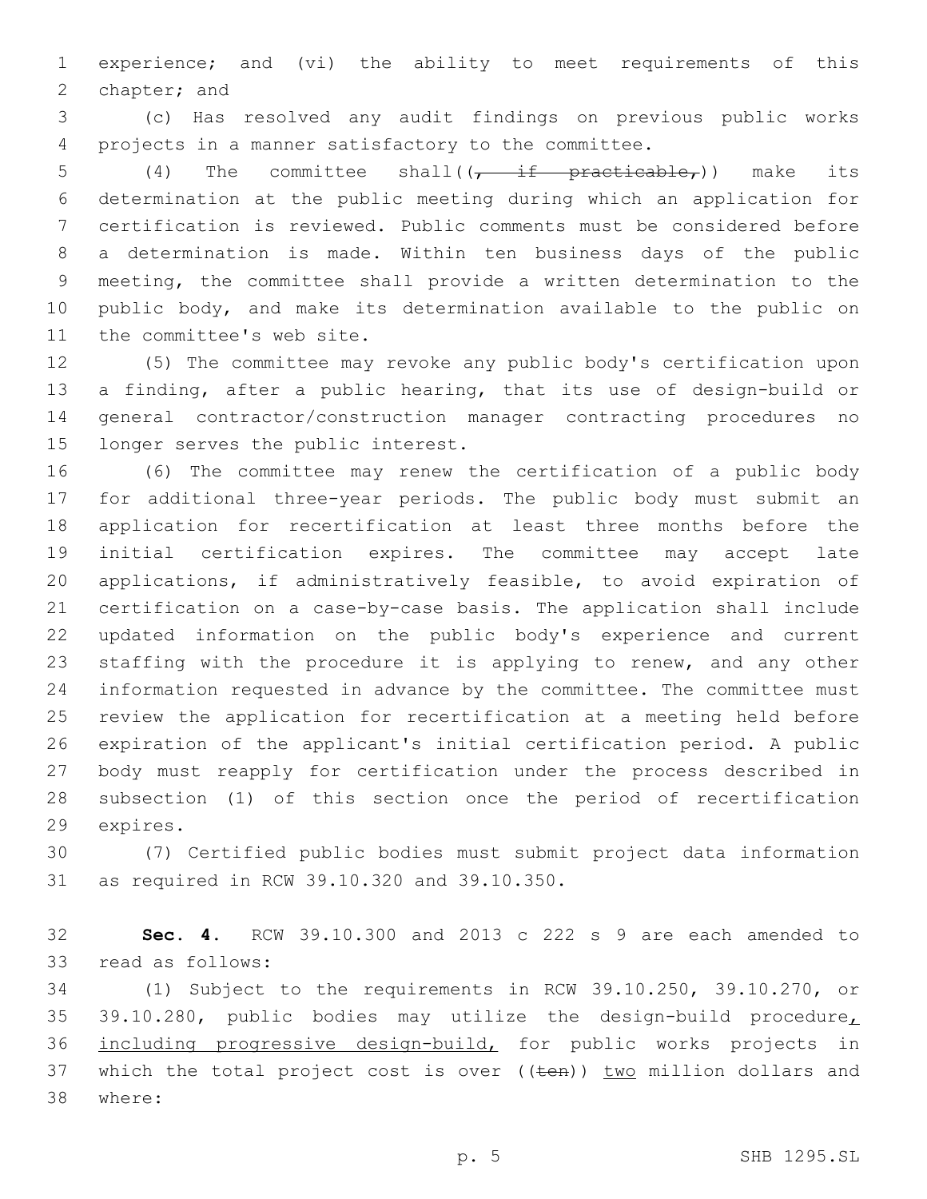experience; and (vi) the ability to meet requirements of this chapter; and

(c) Has resolved any audit findings on previous public works projects in a manner satisfactory to the committee.

(4) The committee shall((~~, if practicable,~~)) make its determination at the public meeting during which an application for certification is reviewed. Public comments must be considered before a determination is made. Within ten business days of the public meeting, the committee shall provide a written determination to the public body, and make its determination available to the public on the committee's web site.

(5) The committee may revoke any public body's certification upon a finding, after a public hearing, that its use of design-build or general contractor/construction manager contracting procedures no longer serves the public interest.

(6) The committee may renew the certification of a public body for additional three-year periods. The public body must submit an application for recertification at least three months before the initial certification expires. The committee may accept late applications, if administratively feasible, to avoid expiration of certification on a case-by-case basis. The application shall include updated information on the public body's experience and current staffing with the procedure it is applying to renew, and any other information requested in advance by the committee. The committee must review the application for recertification at a meeting held before expiration of the applicant's initial certification period. A public body must reapply for certification under the process described in subsection (1) of this section once the period of recertification expires.

(7) Certified public bodies must submit project data information as required in RCW 39.10.320 and 39.10.350.

**Sec. 4.** RCW 39.10.300 and 2013 c 222 s 9 are each amended to read as follows:

(1) Subject to the requirements in RCW 39.10.250, 39.10.270, or 39.10.280, public bodies may utilize the design-build procedure, including progressive design-build, for public works projects in which the total project cost is over ((~~ten~~)) two million dollars and where: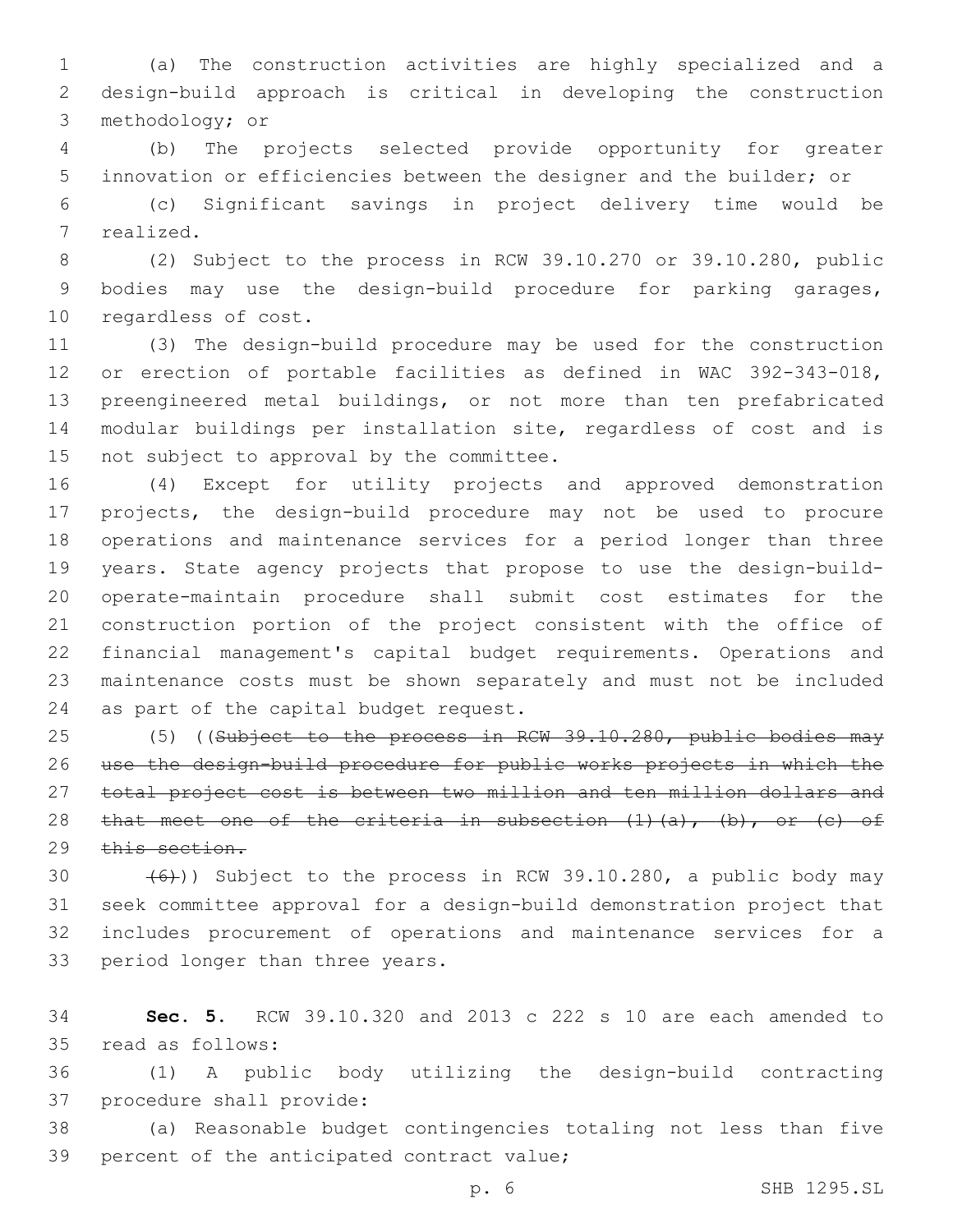(a) The construction activities are highly specialized and a design-build approach is critical in developing the construction methodology; or

(b) The projects selected provide opportunity for greater innovation or efficiencies between the designer and the builder; or

(c) Significant savings in project delivery time would be realized.

(2) Subject to the process in RCW 39.10.270 or 39.10.280, public bodies may use the design-build procedure for parking garages, regardless of cost.

(3) The design-build procedure may be used for the construction or erection of portable facilities as defined in WAC 392-343-018, preengineered metal buildings, or not more than ten prefabricated modular buildings per installation site, regardless of cost and is not subject to approval by the committee.

(4) Except for utility projects and approved demonstration projects, the design-build procedure may not be used to procure operations and maintenance services for a period longer than three years. State agency projects that propose to use the design-build-operate-maintain procedure shall submit cost estimates for the construction portion of the project consistent with the office of financial management's capital budget requirements. Operations and maintenance costs must be shown separately and must not be included as part of the capital budget request.

(5) ((~~Subject to the process in RCW 39.10.280, public bodies may use the design-build procedure for public works projects in which the total project cost is between two million and ten million dollars and that meet one of the criteria in subsection (1)(a), (b), or (c) of this section.~~

~~(6)~~)) Subject to the process in RCW 39.10.280, a public body may seek committee approval for a design-build demonstration project that includes procurement of operations and maintenance services for a period longer than three years.

**Sec. 5.** RCW 39.10.320 and 2013 c 222 s 10 are each amended to read as follows:

(1) A public body utilizing the design-build contracting procedure shall provide:

(a) Reasonable budget contingencies totaling not less than five percent of the anticipated contract value;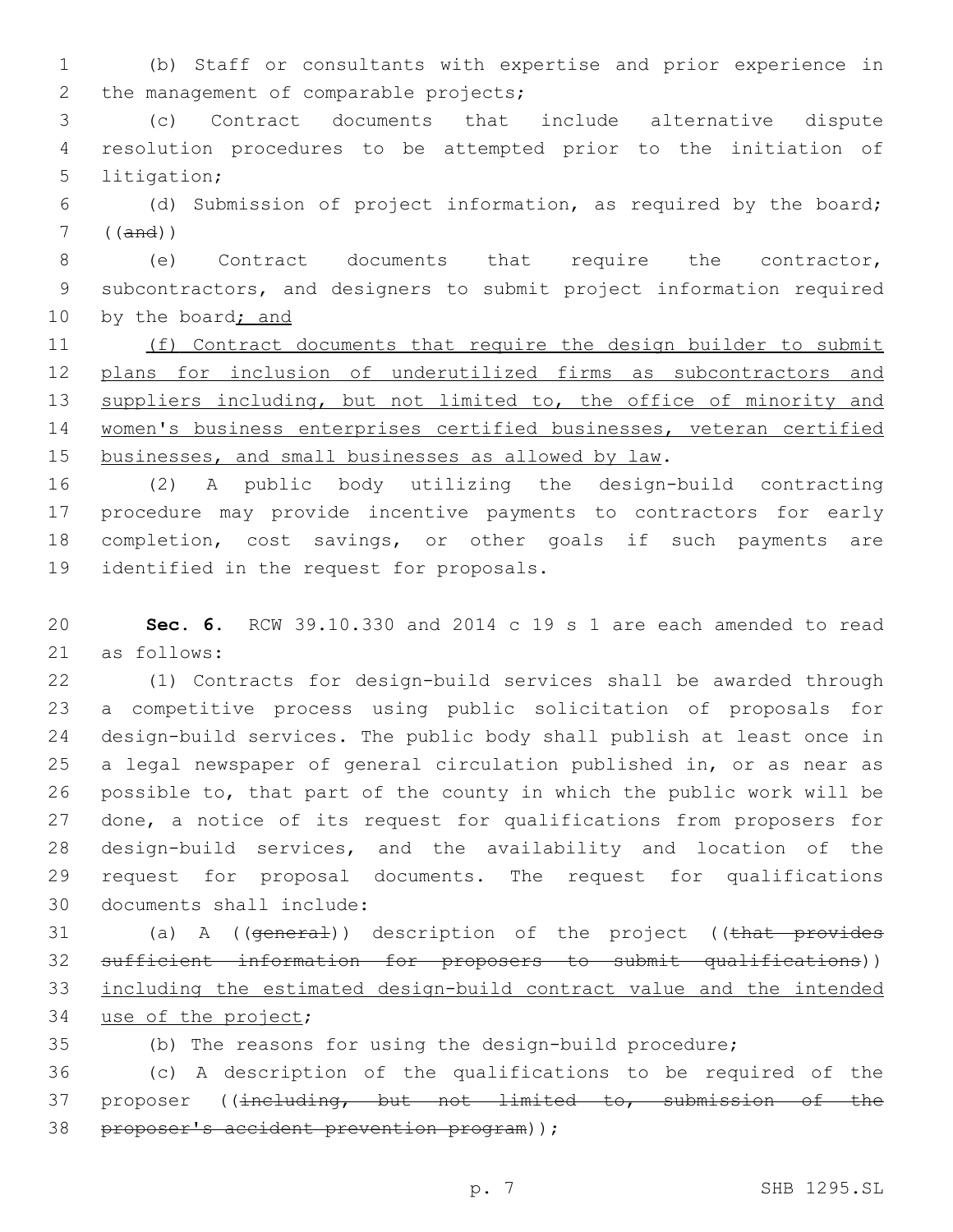(b) Staff or consultants with expertise and prior experience in the management of comparable projects;

(c) Contract documents that include alternative dispute resolution procedures to be attempted prior to the initiation of litigation;

(d) Submission of project information, as required by the board; ((~~and~~))

(e) Contract documents that require the contractor, subcontractors, and designers to submit project information required by the board; and

(f) Contract documents that require the design builder to submit plans for inclusion of underutilized firms as subcontractors and suppliers including, but not limited to, the office of minority and women's business enterprises certified businesses, veteran certified businesses, and small businesses as allowed by law.

(2) A public body utilizing the design-build contracting procedure may provide incentive payments to contractors for early completion, cost savings, or other goals if such payments are identified in the request for proposals.

**Sec. 6.** RCW 39.10.330 and 2014 c 19 s 1 are each amended to read as follows:

(1) Contracts for design-build services shall be awarded through a competitive process using public solicitation of proposals for design-build services. The public body shall publish at least once in a legal newspaper of general circulation published in, or as near as possible to, that part of the county in which the public work will be done, a notice of its request for qualifications from proposers for design-build services, and the availability and location of the request for proposal documents. The request for qualifications documents shall include:

(a) A ((~~general~~)) description of the project ((~~that provides sufficient information for proposers to submit qualifications~~)) including the estimated design-build contract value and the intended use of the project;

(b) The reasons for using the design-build procedure;

(c) A description of the qualifications to be required of the proposer ((~~including, but not limited to, submission of the proposer's accident prevention program~~));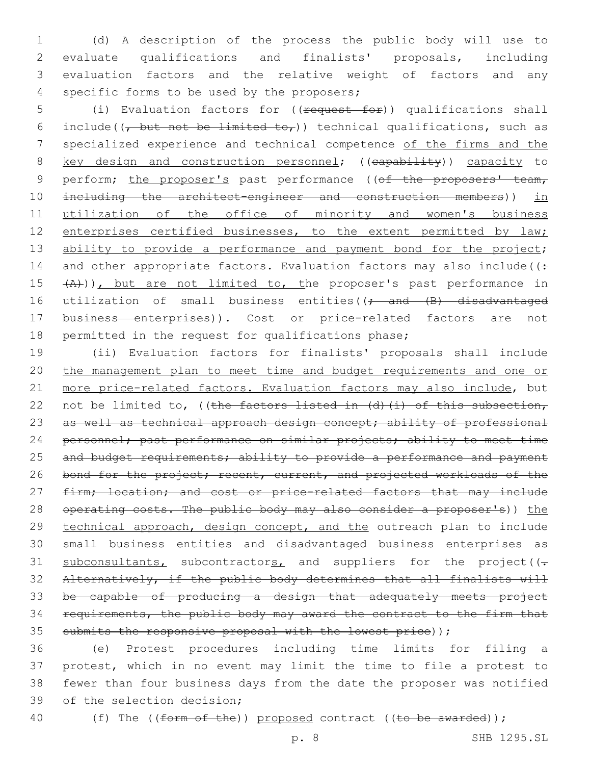(d) A description of the process the public body will use to evaluate qualifications and finalists' proposals, including evaluation factors and the relative weight of factors and any specific forms to be used by the proposers;

(i) Evaluation factors for ((~~request for~~)) qualifications shall include((~~, but not be limited to,~~)) technical qualifications, such as specialized experience and technical competence <u>of the firms and the key design and construction personnel</u>; ((~~capability~~)) <u>capacity</u> to perform; <u>the proposer's</u> past performance ((~~of the proposers' team, including the architect-engineer and construction members~~)) <u>in utilization of the office of minority and women's business enterprises certified businesses, to the extent permitted by law; ability to provide a performance and payment bond for the project</u>; and other appropriate factors. Evaluation factors may also include((~~: (A)~~))<u>, but are not limited to, t</u>he proposer's past performance in utilization of small business entities((~~; and (B) disadvantaged business enterprises~~)). Cost or price-related factors are not permitted in the request for qualifications phase;

(ii) Evaluation factors for finalists' proposals shall include <u>the management plan to meet time and budget requirements and one or more price-related factors. Evaluation factors may also include</u>, but not be limited to, ((~~the factors listed in (d)(i) of this subsection, as well as technical approach design concept; ability of professional personnel; past performance on similar projects; ability to meet time and budget requirements; ability to provide a performance and payment bond for the project; recent, current, and projected workloads of the firm; location; and cost or price-related factors that may include operating costs. The public body may also consider a proposer's~~)) <u>the technical approach, design concept, and the</u> outreach plan to include small business entities and disadvantaged business enterprises as <u>subconsultants,</u> subcontractor<u>s,</u> and suppliers for the project((~~. Alternatively, if the public body determines that all finalists will be capable of producing a design that adequately meets project requirements, the public body may award the contract to the firm that submits the responsive proposal with the lowest price~~));

(e) Protest procedures including time limits for filing a protest, which in no event may limit the time to file a protest to fewer than four business days from the date the proposer was notified of the selection decision;

(f) The ((~~form of the~~)) <u>proposed</u> contract ((~~to be awarded~~));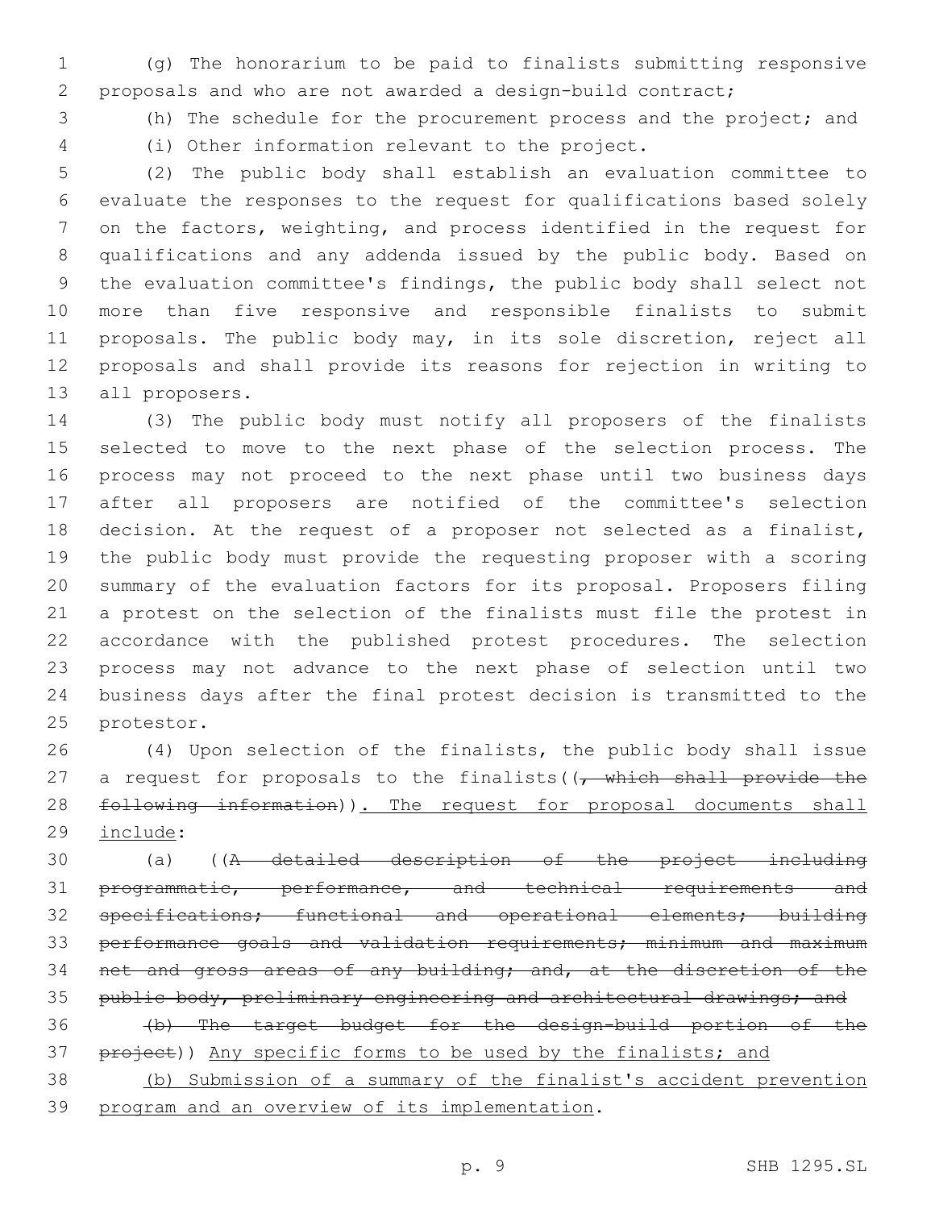(g) The honorarium to be paid to finalists submitting responsive proposals and who are not awarded a design-build contract;

(h) The schedule for the procurement process and the project; and

(i) Other information relevant to the project.

(2) The public body shall establish an evaluation committee to evaluate the responses to the request for qualifications based solely on the factors, weighting, and process identified in the request for qualifications and any addenda issued by the public body. Based on the evaluation committee's findings, the public body shall select not more than five responsive and responsible finalists to submit proposals. The public body may, in its sole discretion, reject all proposals and shall provide its reasons for rejection in writing to all proposers.

(3) The public body must notify all proposers of the finalists selected to move to the next phase of the selection process. The process may not proceed to the next phase until two business days after all proposers are notified of the committee's selection decision. At the request of a proposer not selected as a finalist, the public body must provide the requesting proposer with a scoring summary of the evaluation factors for its proposal. Proposers filing a protest on the selection of the finalists must file the protest in accordance with the published protest procedures. The selection process may not advance to the next phase of selection until two business days after the final protest decision is transmitted to the protestor.

(4) Upon selection of the finalists, the public body shall issue a request for proposals to the finalists((~~, which shall provide the following information~~)). <u>The request for proposal documents shall include</u>:

(a) ((~~A detailed description of the project including programmatic, performance, and technical requirements and specifications; functional and operational elements; building performance goals and validation requirements; minimum and maximum net and gross areas of any building; and, at the discretion of the public body, preliminary engineering and architectural drawings; and~~

~~(b) The target budget for the design-build portion of the project~~)) <u>Any specific forms to be used by the finalists; and</u>

<u>(b) Submission of a summary of the finalist's accident prevention program and an overview of its implementation</u>.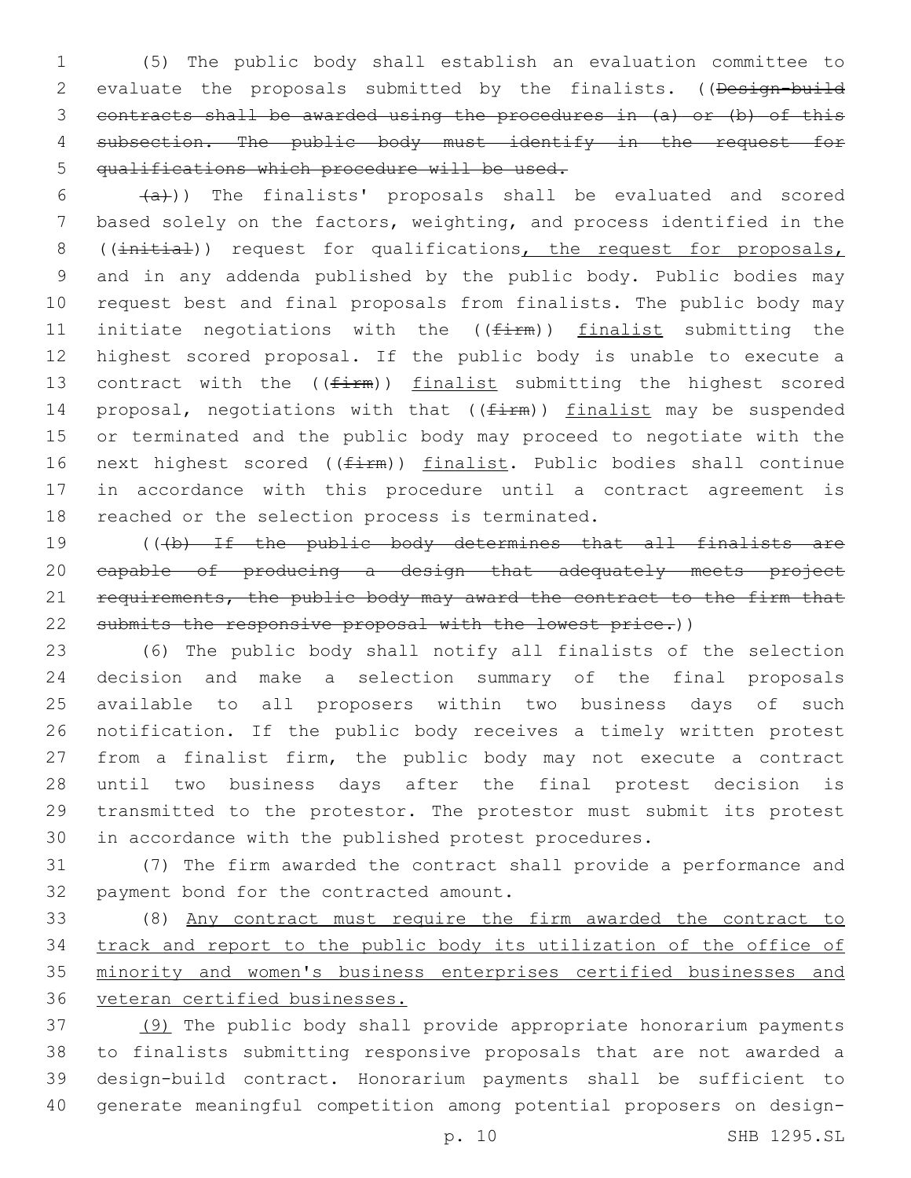(5) The public body shall establish an evaluation committee to evaluate the proposals submitted by the finalists. ((~~Design-build contracts shall be awarded using the procedures in (a) or (b) of this subsection. The public body must identify in the request for qualifications which procedure will be used.~~

~~(a)~~)) The finalists' proposals shall be evaluated and scored based solely on the factors, weighting, and process identified in the ((~~initial~~)) request for qualifications<u>, the request for proposals,</u> and in any addenda published by the public body. Public bodies may request best and final proposals from finalists. The public body may initiate negotiations with the ((~~firm~~)) <u>finalist</u> submitting the highest scored proposal. If the public body is unable to execute a contract with the ((~~firm~~)) <u>finalist</u> submitting the highest scored proposal, negotiations with that ((~~firm~~)) <u>finalist</u> may be suspended or terminated and the public body may proceed to negotiate with the next highest scored ((~~firm~~)) <u>finalist</u>. Public bodies shall continue in accordance with this procedure until a contract agreement is reached or the selection process is terminated.

((~~(b) If the public body determines that all finalists are capable of producing a design that adequately meets project requirements, the public body may award the contract to the firm that submits the responsive proposal with the lowest price.~~))

(6) The public body shall notify all finalists of the selection decision and make a selection summary of the final proposals available to all proposers within two business days of such notification. If the public body receives a timely written protest from a finalist firm, the public body may not execute a contract until two business days after the final protest decision is transmitted to the protestor. The protestor must submit its protest in accordance with the published protest procedures.

(7) The firm awarded the contract shall provide a performance and payment bond for the contracted amount.

(8) <u>Any contract must require the firm awarded the contract to track and report to the public body its utilization of the office of minority and women's business enterprises certified businesses and veteran certified businesses.</u>

<u>(9)</u> The public body shall provide appropriate honorarium payments to finalists submitting responsive proposals that are not awarded a design-build contract. Honorarium payments shall be sufficient to generate meaningful competition among potential proposers on design-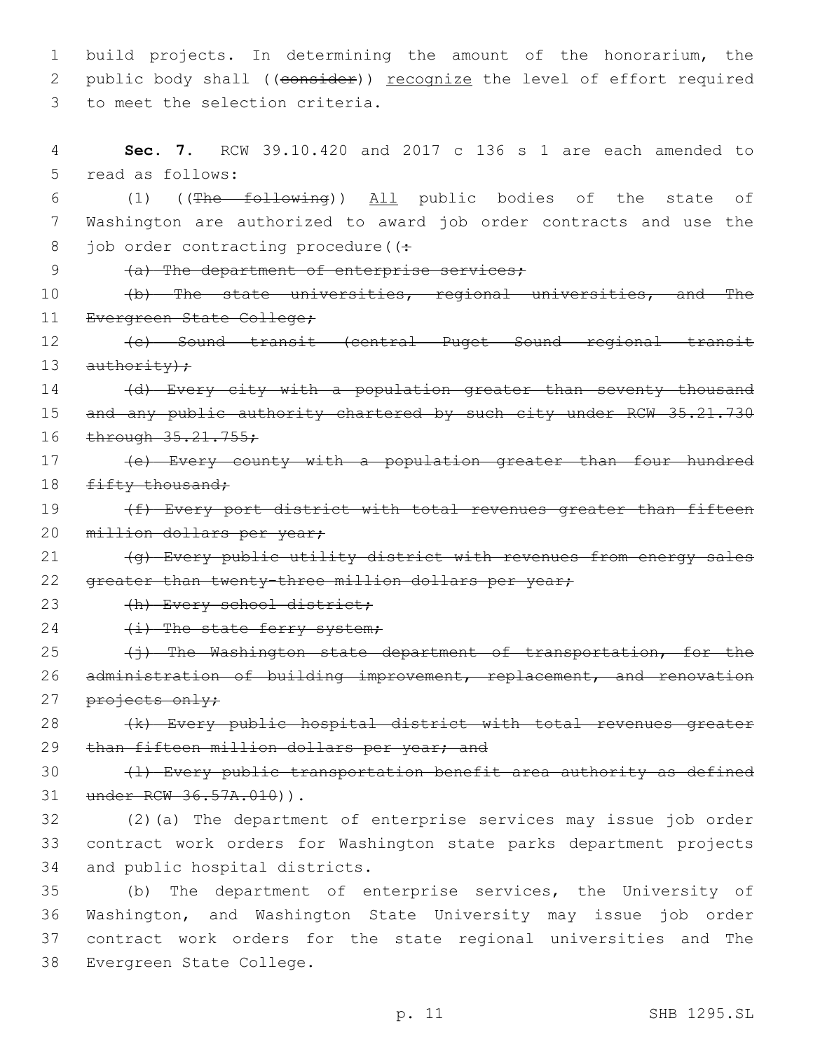build projects. In determining the amount of the honorarium, the public body shall ((~~consider~~)) <u>recognize</u> the level of effort required to meet the selection criteria.

**Sec. 7.** RCW 39.10.420 and 2017 c 136 s 1 are each amended to read as follows:

(1) ((~~The following~~)) <u>All</u> public bodies of the state of Washington are authorized to award job order contracts and use the job order contracting procedure((~~:~~

~~(a) The department of enterprise services;~~

~~(b) The state universities, regional universities, and The Evergreen State College;~~

~~(c) Sound transit (central Puget Sound regional transit authority);~~

~~(d) Every city with a population greater than seventy thousand and any public authority chartered by such city under RCW 35.21.730 through 35.21.755;~~

~~(e) Every county with a population greater than four hundred fifty thousand;~~

~~(f) Every port district with total revenues greater than fifteen million dollars per year;~~

~~(g) Every public utility district with revenues from energy sales greater than twenty-three million dollars per year;~~

~~(h) Every school district;~~

~~(i) The state ferry system;~~

~~(j) The Washington state department of transportation, for the administration of building improvement, replacement, and renovation projects only;~~

~~(k) Every public hospital district with total revenues greater than fifteen million dollars per year; and~~

~~(l) Every public transportation benefit area authority as defined under RCW 36.57A.010~~)).

(2)(a) The department of enterprise services may issue job order contract work orders for Washington state parks department projects and public hospital districts.

(b) The department of enterprise services, the University of Washington, and Washington State University may issue job order contract work orders for the state regional universities and The Evergreen State College.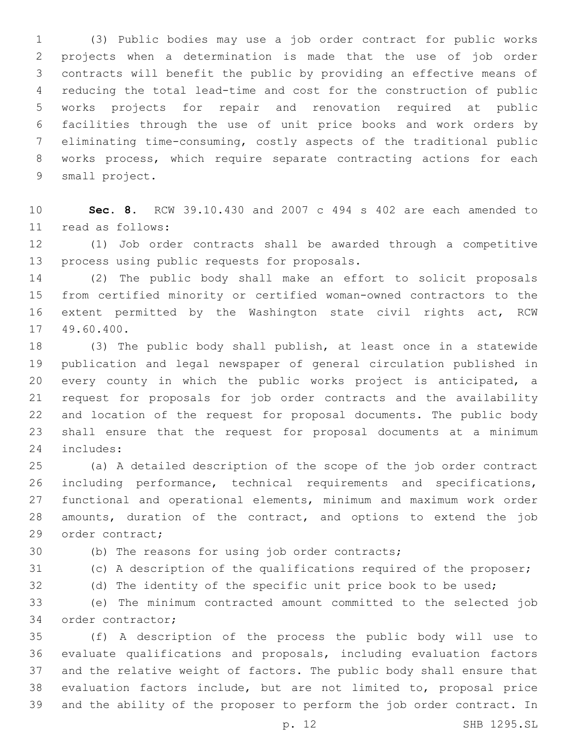(3) Public bodies may use a job order contract for public works projects when a determination is made that the use of job order contracts will benefit the public by providing an effective means of reducing the total lead-time and cost for the construction of public works projects for repair and renovation required at public facilities through the use of unit price books and work orders by eliminating time-consuming, costly aspects of the traditional public works process, which require separate contracting actions for each small project.

**Sec. 8.** RCW 39.10.430 and 2007 c 494 s 402 are each amended to read as follows:

(1) Job order contracts shall be awarded through a competitive process using public requests for proposals.

(2) The public body shall make an effort to solicit proposals from certified minority or certified woman-owned contractors to the extent permitted by the Washington state civil rights act, RCW 49.60.400.

(3) The public body shall publish, at least once in a statewide publication and legal newspaper of general circulation published in every county in which the public works project is anticipated, a request for proposals for job order contracts and the availability and location of the request for proposal documents. The public body shall ensure that the request for proposal documents at a minimum includes:

(a) A detailed description of the scope of the job order contract including performance, technical requirements and specifications, functional and operational elements, minimum and maximum work order amounts, duration of the contract, and options to extend the job order contract;

(b) The reasons for using job order contracts;

(c) A description of the qualifications required of the proposer;

(d) The identity of the specific unit price book to be used;

(e) The minimum contracted amount committed to the selected job order contractor;

(f) A description of the process the public body will use to evaluate qualifications and proposals, including evaluation factors and the relative weight of factors. The public body shall ensure that evaluation factors include, but are not limited to, proposal price and the ability of the proposer to perform the job order contract. In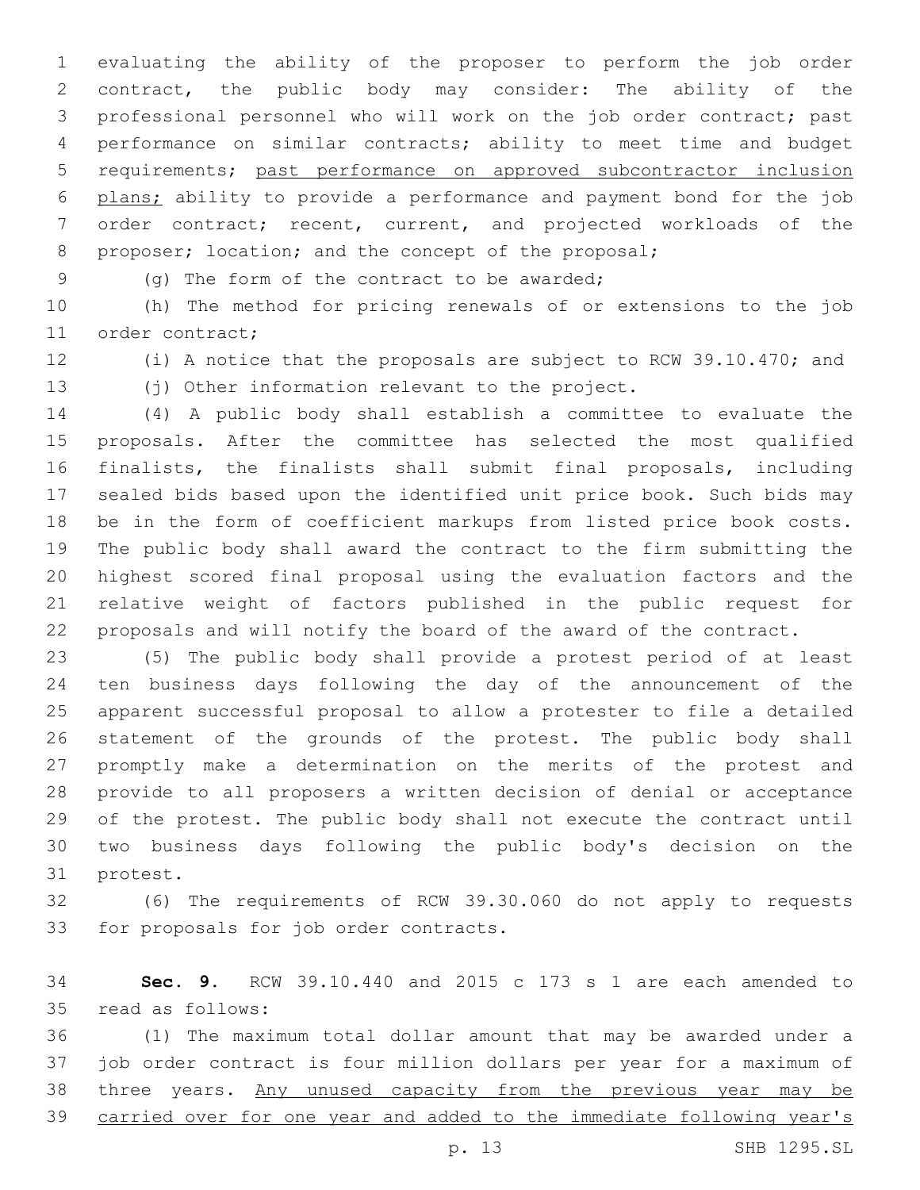evaluating the ability of the proposer to perform the job order contract, the public body may consider: The ability of the professional personnel who will work on the job order contract; past performance on similar contracts; ability to meet time and budget requirements; <u>past performance on approved subcontractor inclusion plans;</u> ability to provide a performance and payment bond for the job order contract; recent, current, and projected workloads of the proposer; location; and the concept of the proposal;

(g) The form of the contract to be awarded;

(h) The method for pricing renewals of or extensions to the job order contract;

(i) A notice that the proposals are subject to RCW 39.10.470; and

(j) Other information relevant to the project.

(4) A public body shall establish a committee to evaluate the proposals. After the committee has selected the most qualified finalists, the finalists shall submit final proposals, including sealed bids based upon the identified unit price book. Such bids may be in the form of coefficient markups from listed price book costs. The public body shall award the contract to the firm submitting the highest scored final proposal using the evaluation factors and the relative weight of factors published in the public request for proposals and will notify the board of the award of the contract.

(5) The public body shall provide a protest period of at least ten business days following the day of the announcement of the apparent successful proposal to allow a protester to file a detailed statement of the grounds of the protest. The public body shall promptly make a determination on the merits of the protest and provide to all proposers a written decision of denial or acceptance of the protest. The public body shall not execute the contract until two business days following the public body's decision on the protest.

(6) The requirements of RCW 39.30.060 do not apply to requests for proposals for job order contracts.

**Sec. 9.** RCW 39.10.440 and 2015 c 173 s 1 are each amended to read as follows:

(1) The maximum total dollar amount that may be awarded under a job order contract is four million dollars per year for a maximum of three years. <u>Any unused capacity from the previous year may be carried over for one year and added to the immediate following year's</u>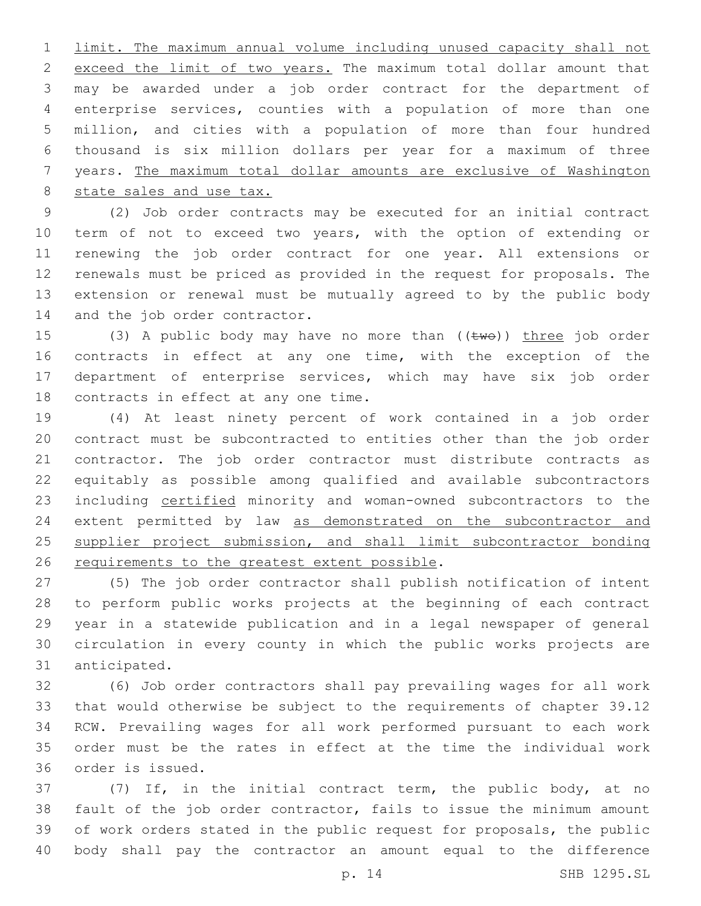limit. The maximum annual volume including unused capacity shall not exceed the limit of two years. The maximum total dollar amount that may be awarded under a job order contract for the department of enterprise services, counties with a population of more than one million, and cities with a population of more than four hundred thousand is six million dollars per year for a maximum of three years. The maximum total dollar amounts are exclusive of Washington state sales and use tax.

(2) Job order contracts may be executed for an initial contract term of not to exceed two years, with the option of extending or renewing the job order contract for one year. All extensions or renewals must be priced as provided in the request for proposals. The extension or renewal must be mutually agreed to by the public body and the job order contractor.

(3) A public body may have no more than ((two)) three job order contracts in effect at any one time, with the exception of the department of enterprise services, which may have six job order contracts in effect at any one time.

(4) At least ninety percent of work contained in a job order contract must be subcontracted to entities other than the job order contractor. The job order contractor must distribute contracts as equitably as possible among qualified and available subcontractors including certified minority and woman-owned subcontractors to the extent permitted by law as demonstrated on the subcontractor and supplier project submission, and shall limit subcontractor bonding requirements to the greatest extent possible.

(5) The job order contractor shall publish notification of intent to perform public works projects at the beginning of each contract year in a statewide publication and in a legal newspaper of general circulation in every county in which the public works projects are anticipated.

(6) Job order contractors shall pay prevailing wages for all work that would otherwise be subject to the requirements of chapter 39.12 RCW. Prevailing wages for all work performed pursuant to each work order must be the rates in effect at the time the individual work order is issued.

(7) If, in the initial contract term, the public body, at no fault of the job order contractor, fails to issue the minimum amount of work orders stated in the public request for proposals, the public body shall pay the contractor an amount equal to the difference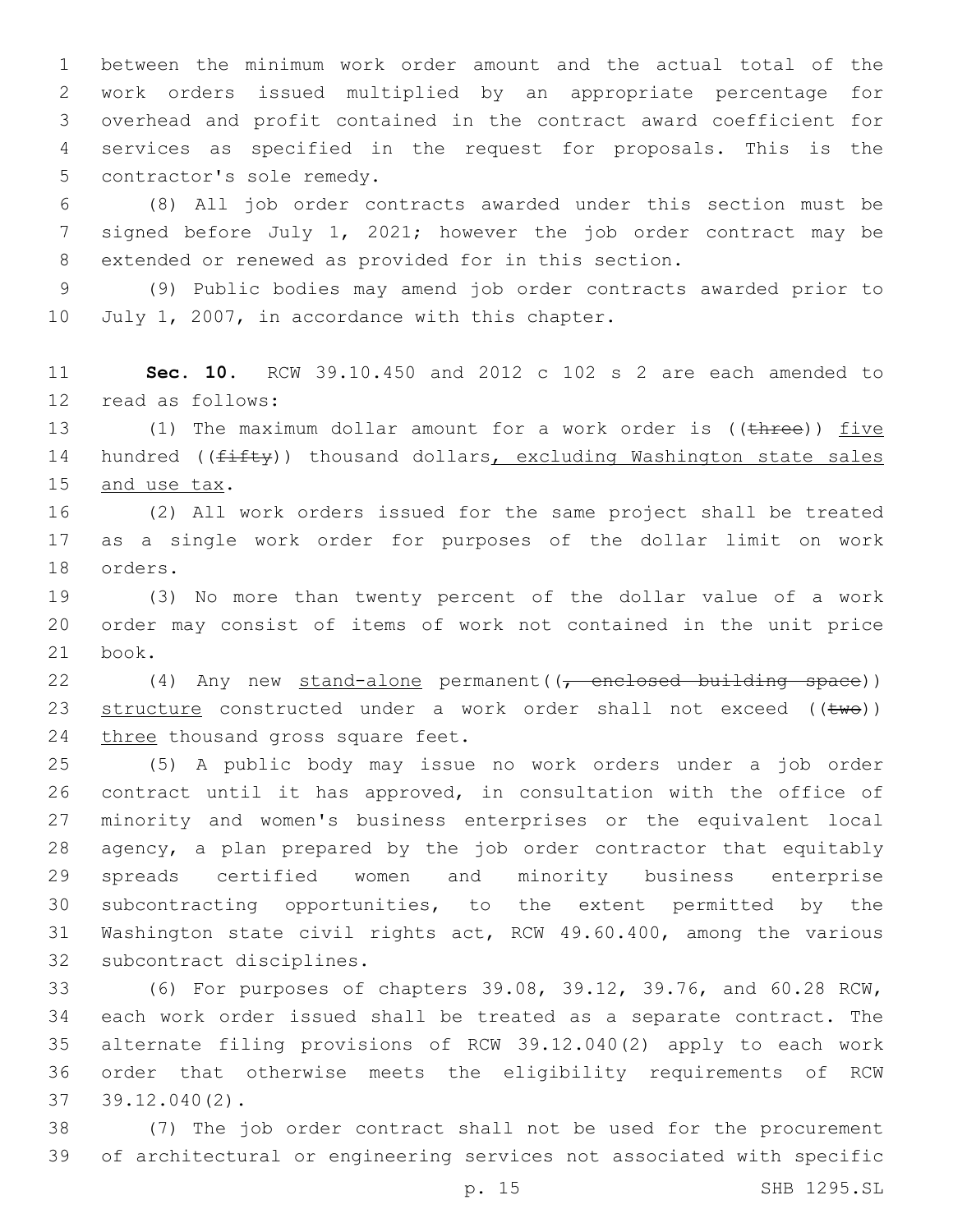between the minimum work order amount and the actual total of the work orders issued multiplied by an appropriate percentage for overhead and profit contained in the contract award coefficient for services as specified in the request for proposals. This is the contractor's sole remedy.

(8) All job order contracts awarded under this section must be signed before July 1, 2021; however the job order contract may be extended or renewed as provided for in this section.

(9) Public bodies may amend job order contracts awarded prior to July 1, 2007, in accordance with this chapter.

**Sec. 10.** RCW 39.10.450 and 2012 c 102 s 2 are each amended to read as follows:

(1) The maximum dollar amount for a work order is ((~~three~~)) five hundred ((~~fifty~~)) thousand dollars, excluding Washington state sales and use tax.

(2) All work orders issued for the same project shall be treated as a single work order for purposes of the dollar limit on work orders.

(3) No more than twenty percent of the dollar value of a work order may consist of items of work not contained in the unit price book.

(4) Any new stand-alone permanent((~~, enclosed building space~~)) structure constructed under a work order shall not exceed ((~~two~~)) three thousand gross square feet.

(5) A public body may issue no work orders under a job order contract until it has approved, in consultation with the office of minority and women's business enterprises or the equivalent local agency, a plan prepared by the job order contractor that equitably spreads certified women and minority business enterprise subcontracting opportunities, to the extent permitted by the Washington state civil rights act, RCW 49.60.400, among the various subcontract disciplines.

(6) For purposes of chapters 39.08, 39.12, 39.76, and 60.28 RCW, each work order issued shall be treated as a separate contract. The alternate filing provisions of RCW 39.12.040(2) apply to each work order that otherwise meets the eligibility requirements of RCW 39.12.040(2).

(7) The job order contract shall not be used for the procurement of architectural or engineering services not associated with specific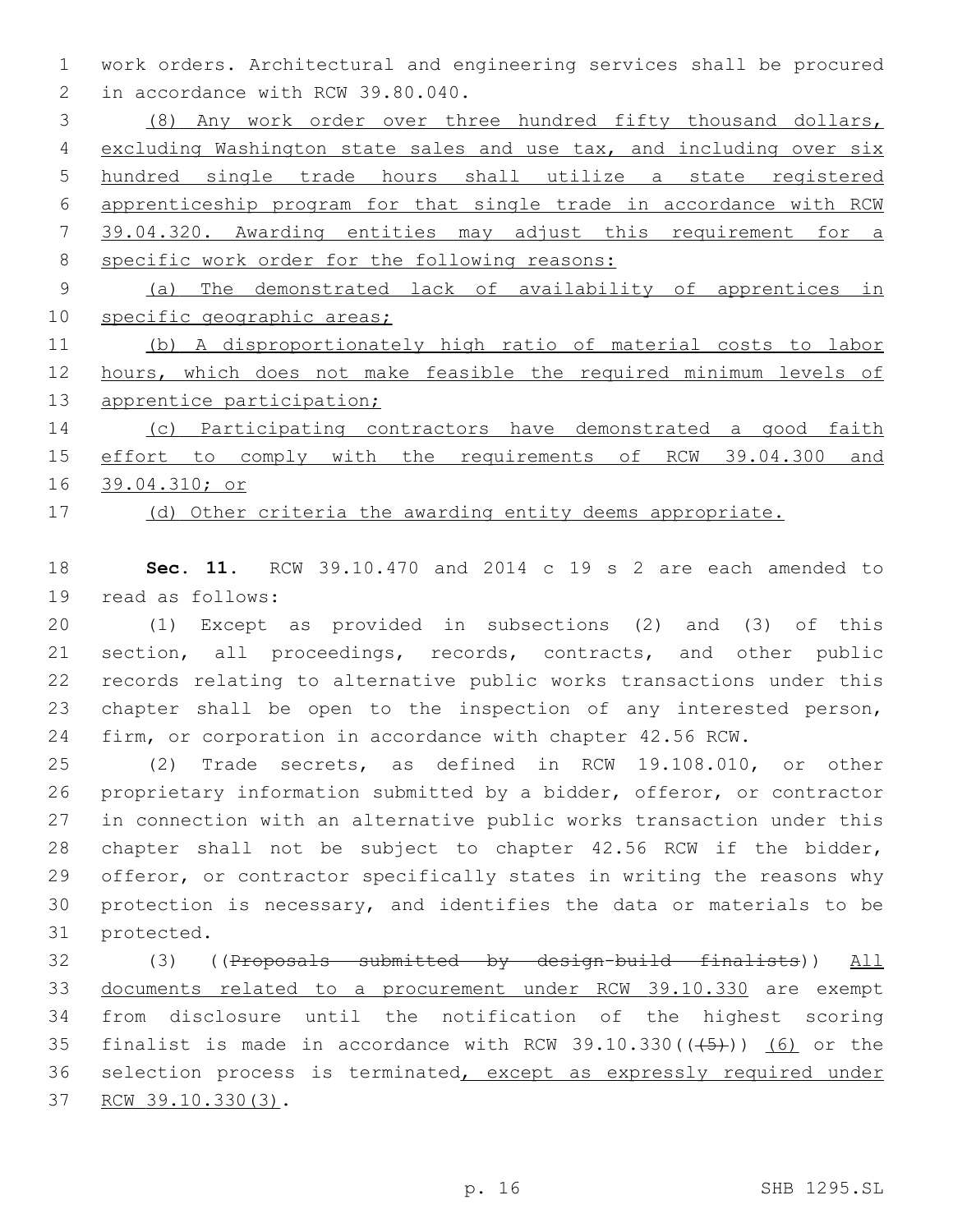work orders. Architectural and engineering services shall be procured in accordance with RCW 39.80.040.

<u>(8) Any work order over three hundred fifty thousand dollars, excluding Washington state sales and use tax, and including over six hundred single trade hours shall utilize a state registered apprenticeship program for that single trade in accordance with RCW 39.04.320. Awarding entities may adjust this requirement for a specific work order for the following reasons:</u>

<u>(a) The demonstrated lack of availability of apprentices in specific geographic areas;</u>

<u>(b) A disproportionately high ratio of material costs to labor hours, which does not make feasible the required minimum levels of apprentice participation;</u>

<u>(c) Participating contractors have demonstrated a good faith effort to comply with the requirements of RCW 39.04.300 and 39.04.310; or</u>

<u>(d) Other criteria the awarding entity deems appropriate.</u>

**Sec. 11.** RCW 39.10.470 and 2014 c 19 s 2 are each amended to read as follows:

(1) Except as provided in subsections (2) and (3) of this section, all proceedings, records, contracts, and other public records relating to alternative public works transactions under this chapter shall be open to the inspection of any interested person, firm, or corporation in accordance with chapter 42.56 RCW.

(2) Trade secrets, as defined in RCW 19.108.010, or other proprietary information submitted by a bidder, offeror, or contractor in connection with an alternative public works transaction under this chapter shall not be subject to chapter 42.56 RCW if the bidder, offeror, or contractor specifically states in writing the reasons why protection is necessary, and identifies the data or materials to be protected.

(3) ((~~Proposals submitted by design-build finalists~~)) <u>All documents related to a procurement under RCW 39.10.330</u> are exempt from disclosure until the notification of the highest scoring finalist is made in accordance with RCW 39.10.330((~~(5)~~)) <u>(6)</u> or the selection process is terminated<u>, except as expressly required under RCW 39.10.330(3)</u>.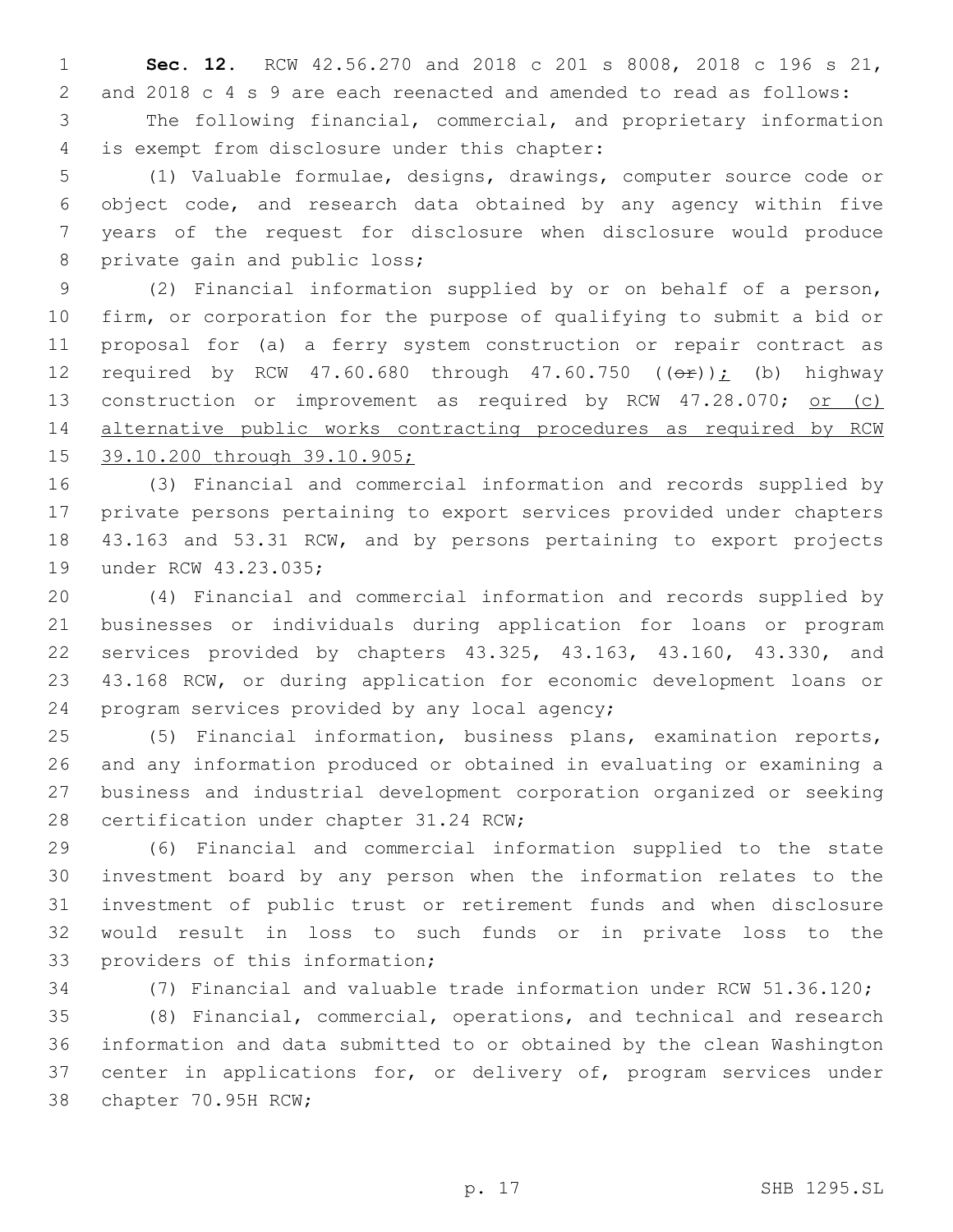**Sec. 12.** RCW 42.56.270 and 2018 c 201 s 8008, 2018 c 196 s 21, and 2018 c 4 s 9 are each reenacted and amended to read as follows:

The following financial, commercial, and proprietary information is exempt from disclosure under this chapter:

(1) Valuable formulae, designs, drawings, computer source code or object code, and research data obtained by any agency within five years of the request for disclosure when disclosure would produce private gain and public loss;

(2) Financial information supplied by or on behalf of a person, firm, or corporation for the purpose of qualifying to submit a bid or proposal for (a) a ferry system construction or repair contract as required by RCW 47.60.680 through 47.60.750 ((~~or~~))<u>;</u> (b) highway construction or improvement as required by RCW 47.28.070; <u>or (c) alternative public works contracting procedures as required by RCW 39.10.200 through 39.10.905;</u>

(3) Financial and commercial information and records supplied by private persons pertaining to export services provided under chapters 43.163 and 53.31 RCW, and by persons pertaining to export projects under RCW 43.23.035;

(4) Financial and commercial information and records supplied by businesses or individuals during application for loans or program services provided by chapters 43.325, 43.163, 43.160, 43.330, and 43.168 RCW, or during application for economic development loans or program services provided by any local agency;

(5) Financial information, business plans, examination reports, and any information produced or obtained in evaluating or examining a business and industrial development corporation organized or seeking certification under chapter 31.24 RCW;

(6) Financial and commercial information supplied to the state investment board by any person when the information relates to the investment of public trust or retirement funds and when disclosure would result in loss to such funds or in private loss to the providers of this information;

(7) Financial and valuable trade information under RCW 51.36.120;

(8) Financial, commercial, operations, and technical and research information and data submitted to or obtained by the clean Washington center in applications for, or delivery of, program services under chapter 70.95H RCW;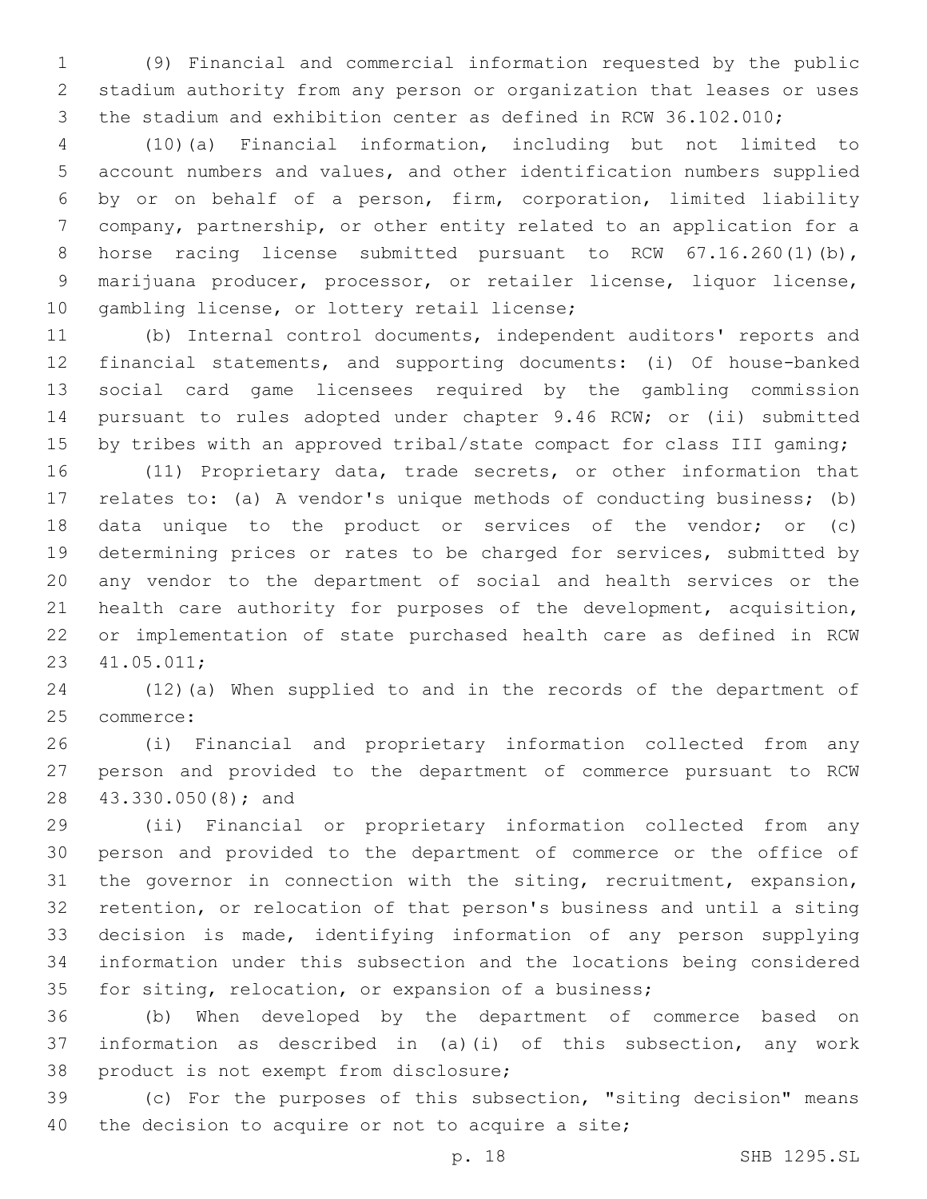(9) Financial and commercial information requested by the public stadium authority from any person or organization that leases or uses the stadium and exhibition center as defined in RCW 36.102.010;

(10)(a) Financial information, including but not limited to account numbers and values, and other identification numbers supplied by or on behalf of a person, firm, corporation, limited liability company, partnership, or other entity related to an application for a horse racing license submitted pursuant to RCW 67.16.260(1)(b), marijuana producer, processor, or retailer license, liquor license, gambling license, or lottery retail license;

(b) Internal control documents, independent auditors' reports and financial statements, and supporting documents: (i) Of house-banked social card game licensees required by the gambling commission pursuant to rules adopted under chapter 9.46 RCW; or (ii) submitted by tribes with an approved tribal/state compact for class III gaming;

(11) Proprietary data, trade secrets, or other information that relates to: (a) A vendor's unique methods of conducting business; (b) data unique to the product or services of the vendor; or (c) determining prices or rates to be charged for services, submitted by any vendor to the department of social and health services or the health care authority for purposes of the development, acquisition, or implementation of state purchased health care as defined in RCW 41.05.011;

(12)(a) When supplied to and in the records of the department of commerce:

(i) Financial and proprietary information collected from any person and provided to the department of commerce pursuant to RCW 43.330.050(8); and

(ii) Financial or proprietary information collected from any person and provided to the department of commerce or the office of the governor in connection with the siting, recruitment, expansion, retention, or relocation of that person's business and until a siting decision is made, identifying information of any person supplying information under this subsection and the locations being considered for siting, relocation, or expansion of a business;

(b) When developed by the department of commerce based on information as described in (a)(i) of this subsection, any work product is not exempt from disclosure;

(c) For the purposes of this subsection, "siting decision" means the decision to acquire or not to acquire a site;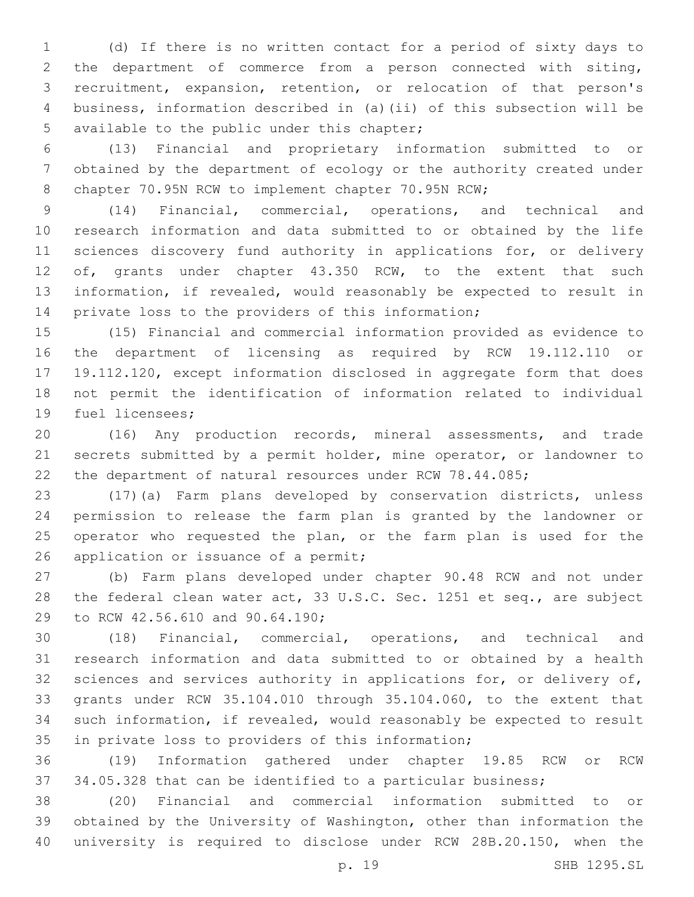(d) If there is no written contact for a period of sixty days to the department of commerce from a person connected with siting, recruitment, expansion, retention, or relocation of that person's business, information described in (a)(ii) of this subsection will be available to the public under this chapter;

(13) Financial and proprietary information submitted to or obtained by the department of ecology or the authority created under chapter 70.95N RCW to implement chapter 70.95N RCW;

(14) Financial, commercial, operations, and technical and research information and data submitted to or obtained by the life sciences discovery fund authority in applications for, or delivery of, grants under chapter 43.350 RCW, to the extent that such information, if revealed, would reasonably be expected to result in private loss to the providers of this information;

(15) Financial and commercial information provided as evidence to the department of licensing as required by RCW 19.112.110 or 19.112.120, except information disclosed in aggregate form that does not permit the identification of information related to individual fuel licensees;

(16) Any production records, mineral assessments, and trade secrets submitted by a permit holder, mine operator, or landowner to the department of natural resources under RCW 78.44.085;

(17)(a) Farm plans developed by conservation districts, unless permission to release the farm plan is granted by the landowner or operator who requested the plan, or the farm plan is used for the application or issuance of a permit;

(b) Farm plans developed under chapter 90.48 RCW and not under the federal clean water act, 33 U.S.C. Sec. 1251 et seq., are subject to RCW 42.56.610 and 90.64.190;

(18) Financial, commercial, operations, and technical and research information and data submitted to or obtained by a health sciences and services authority in applications for, or delivery of, grants under RCW 35.104.010 through 35.104.060, to the extent that such information, if revealed, would reasonably be expected to result in private loss to providers of this information;

(19) Information gathered under chapter 19.85 RCW or RCW 34.05.328 that can be identified to a particular business;

(20) Financial and commercial information submitted to or obtained by the University of Washington, other than information the university is required to disclose under RCW 28B.20.150, when the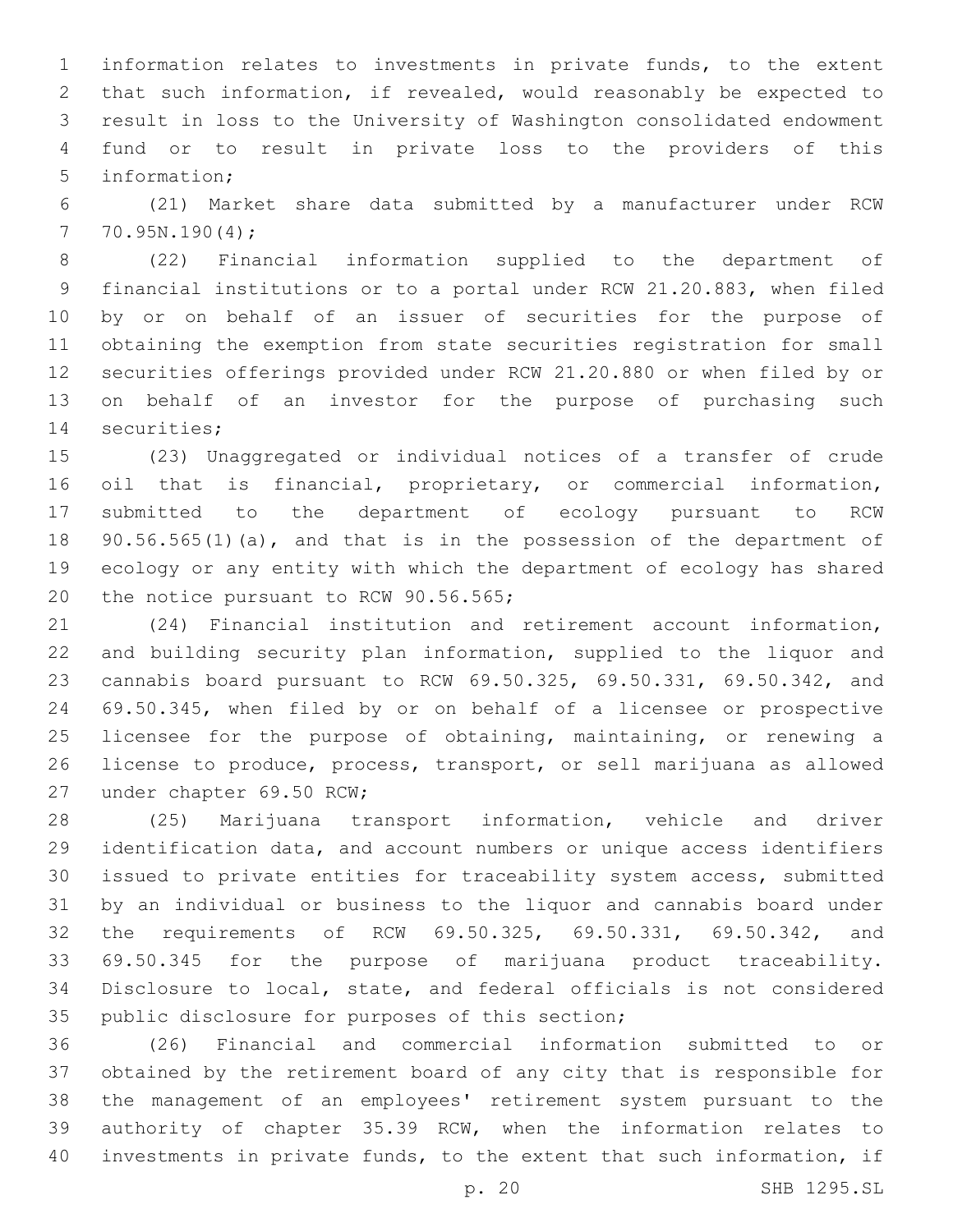information relates to investments in private funds, to the extent that such information, if revealed, would reasonably be expected to result in loss to the University of Washington consolidated endowment fund or to result in private loss to the providers of this information;

(21) Market share data submitted by a manufacturer under RCW 70.95N.190(4);

(22) Financial information supplied to the department of financial institutions or to a portal under RCW 21.20.883, when filed by or on behalf of an issuer of securities for the purpose of obtaining the exemption from state securities registration for small securities offerings provided under RCW 21.20.880 or when filed by or on behalf of an investor for the purpose of purchasing such securities;

(23) Unaggregated or individual notices of a transfer of crude oil that is financial, proprietary, or commercial information, submitted to the department of ecology pursuant to RCW 90.56.565(1)(a), and that is in the possession of the department of ecology or any entity with which the department of ecology has shared the notice pursuant to RCW 90.56.565;

(24) Financial institution and retirement account information, and building security plan information, supplied to the liquor and cannabis board pursuant to RCW 69.50.325, 69.50.331, 69.50.342, and 69.50.345, when filed by or on behalf of a licensee or prospective licensee for the purpose of obtaining, maintaining, or renewing a license to produce, process, transport, or sell marijuana as allowed under chapter 69.50 RCW;

(25) Marijuana transport information, vehicle and driver identification data, and account numbers or unique access identifiers issued to private entities for traceability system access, submitted by an individual or business to the liquor and cannabis board under the requirements of RCW 69.50.325, 69.50.331, 69.50.342, and 69.50.345 for the purpose of marijuana product traceability. Disclosure to local, state, and federal officials is not considered public disclosure for purposes of this section;

(26) Financial and commercial information submitted to or obtained by the retirement board of any city that is responsible for the management of an employees' retirement system pursuant to the authority of chapter 35.39 RCW, when the information relates to investments in private funds, to the extent that such information, if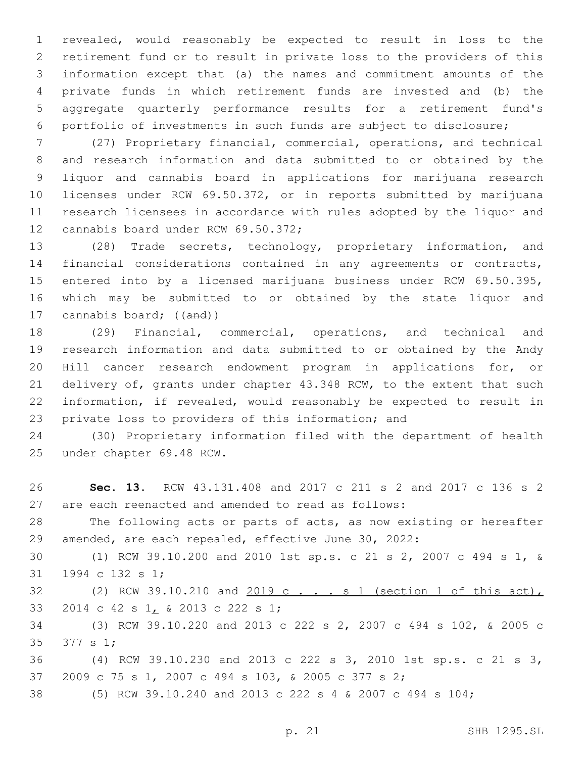revealed, would reasonably be expected to result in loss to the retirement fund or to result in private loss to the providers of this information except that (a) the names and commitment amounts of the private funds in which retirement funds are invested and (b) the aggregate quarterly performance results for a retirement fund's portfolio of investments in such funds are subject to disclosure;

(27) Proprietary financial, commercial, operations, and technical and research information and data submitted to or obtained by the liquor and cannabis board in applications for marijuana research licenses under RCW 69.50.372, or in reports submitted by marijuana research licensees in accordance with rules adopted by the liquor and cannabis board under RCW 69.50.372;

(28) Trade secrets, technology, proprietary information, and financial considerations contained in any agreements or contracts, entered into by a licensed marijuana business under RCW 69.50.395, which may be submitted to or obtained by the state liquor and cannabis board; ((~~and~~))

(29) Financial, commercial, operations, and technical and research information and data submitted to or obtained by the Andy Hill cancer research endowment program in applications for, or delivery of, grants under chapter 43.348 RCW, to the extent that such information, if revealed, would reasonably be expected to result in private loss to providers of this information; and

(30) Proprietary information filed with the department of health under chapter 69.48 RCW.

**Sec. 13.** RCW 43.131.408 and 2017 c 211 s 2 and 2017 c 136 s 2 are each reenacted and amended to read as follows:

The following acts or parts of acts, as now existing or hereafter amended, are each repealed, effective June 30, 2022:

(1) RCW 39.10.200 and 2010 1st sp.s. c 21 s 2, 2007 c 494 s 1, & 1994 c 132 s 1;

(2) RCW 39.10.210 and <u>2019 c . . . s 1 (section 1 of this act),</u> 2014 c 42 s 1<u>,</u> & 2013 c 222 s 1;

(3) RCW 39.10.220 and 2013 c 222 s 2, 2007 c 494 s 102, & 2005 c 377 s 1;

(4) RCW 39.10.230 and 2013 c 222 s 3, 2010 1st sp.s. c 21 s 3, 2009 c 75 s 1, 2007 c 494 s 103, & 2005 c 377 s 2;

(5) RCW 39.10.240 and 2013 c 222 s 4 & 2007 c 494 s 104;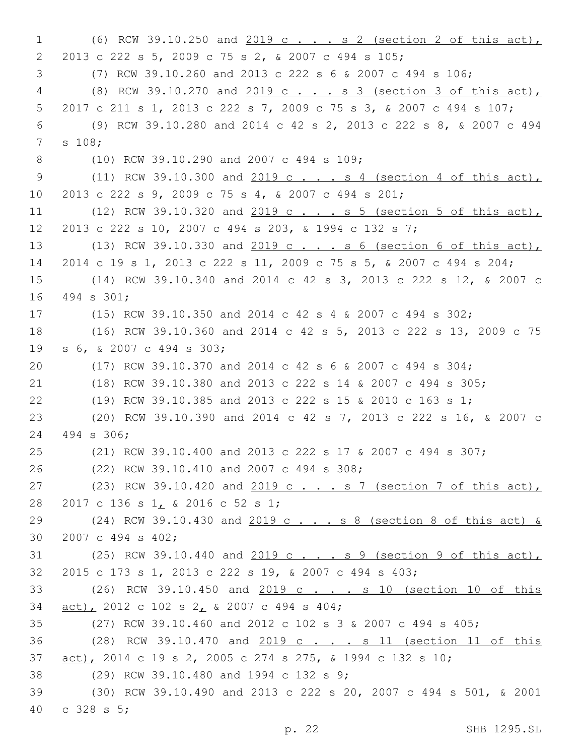(6) RCW 39.10.250 and 2019 c . . . s 2 (section 2 of this act), 2013 c 222 s 5, 2009 c 75 s 2, & 2007 c 494 s 105;

(7) RCW 39.10.260 and 2013 c 222 s 6 & 2007 c 494 s 106;

(8) RCW 39.10.270 and 2019 c . . . s 3 (section 3 of this act), 2017 c 211 s 1, 2013 c 222 s 7, 2009 c 75 s 3, & 2007 c 494 s 107;

(9) RCW 39.10.280 and 2014 c 42 s 2, 2013 c 222 s 8, & 2007 c 494 s 108;

(10) RCW 39.10.290 and 2007 c 494 s 109;

(11) RCW 39.10.300 and 2019 c . . . s 4 (section 4 of this act), 2013 c 222 s 9, 2009 c 75 s 4, & 2007 c 494 s 201;

(12) RCW 39.10.320 and 2019 c . . . s 5 (section 5 of this act), 2013 c 222 s 10, 2007 c 494 s 203, & 1994 c 132 s 7;

(13) RCW 39.10.330 and 2019 c . . . s 6 (section 6 of this act), 2014 c 19 s 1, 2013 c 222 s 11, 2009 c 75 s 5, & 2007 c 494 s 204;

(14) RCW 39.10.340 and 2014 c 42 s 3, 2013 c 222 s 12, & 2007 c 494 s 301;

(15) RCW 39.10.350 and 2014 c 42 s 4 & 2007 c 494 s 302;

(16) RCW 39.10.360 and 2014 c 42 s 5, 2013 c 222 s 13, 2009 c 75 s 6, & 2007 c 494 s 303;

(17) RCW 39.10.370 and 2014 c 42 s 6 & 2007 c 494 s 304;

(18) RCW 39.10.380 and 2013 c 222 s 14 & 2007 c 494 s 305;

(19) RCW 39.10.385 and 2013 c 222 s 15 & 2010 c 163 s 1;

(20) RCW 39.10.390 and 2014 c 42 s 7, 2013 c 222 s 16, & 2007 c 494 s 306;

(21) RCW 39.10.400 and 2013 c 222 s 17 & 2007 c 494 s 307;

(22) RCW 39.10.410 and 2007 c 494 s 308;

(23) RCW 39.10.420 and 2019 c . . . s 7 (section 7 of this act), 2017 c 136 s 1, & 2016 c 52 s 1;

(24) RCW 39.10.430 and 2019 c . . . s 8 (section 8 of this act) & 2007 c 494 s 402;

(25) RCW 39.10.440 and 2019 c . . . s 9 (section 9 of this act), 2015 c 173 s 1, 2013 c 222 s 19, & 2007 c 494 s 403;

(26) RCW 39.10.450 and 2019 c . . . s 10 (section 10 of this act), 2012 c 102 s 2, & 2007 c 494 s 404;

(27) RCW 39.10.460 and 2012 c 102 s 3 & 2007 c 494 s 405;

(28) RCW 39.10.470 and 2019 c . . . s 11 (section 11 of this act), 2014 c 19 s 2, 2005 c 274 s 275, & 1994 c 132 s 10;

(29) RCW 39.10.480 and 1994 c 132 s 9;

(30) RCW 39.10.490 and 2013 c 222 s 20, 2007 c 494 s 501, & 2001 c 328 s 5;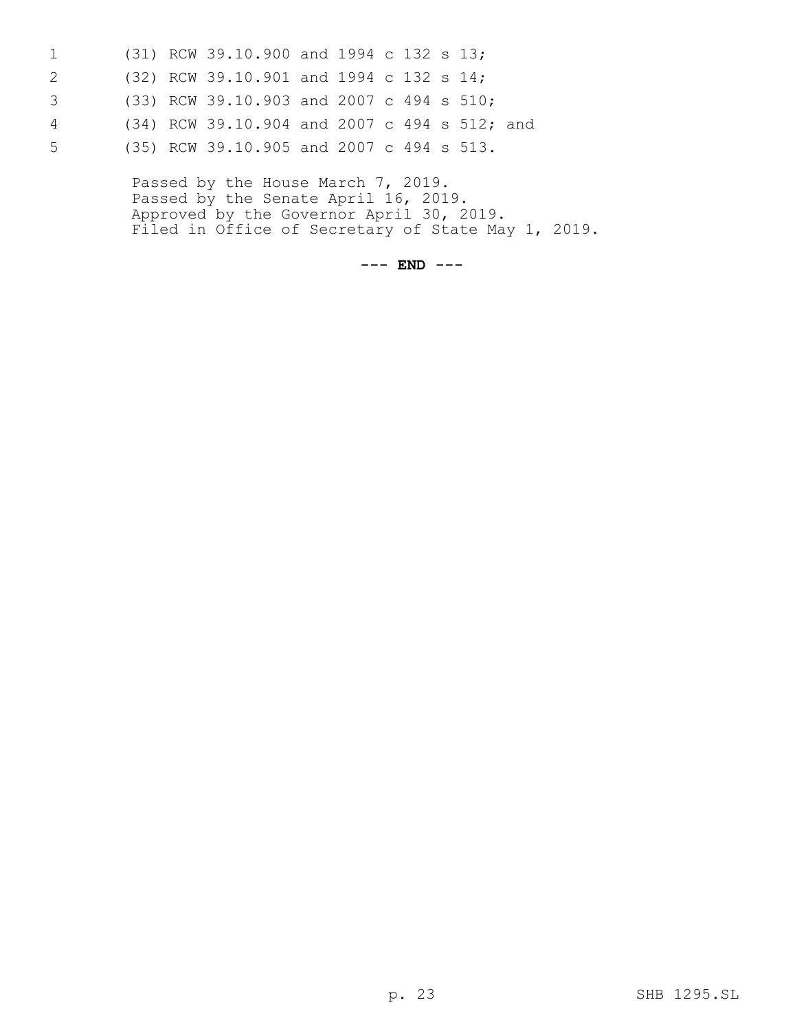(31) RCW 39.10.900 and 1994 c 132 s 13;

(32) RCW 39.10.901 and 1994 c 132 s 14;

(33) RCW 39.10.903 and 2007 c 494 s 510;

(34) RCW 39.10.904 and 2007 c 494 s 512; and

(35) RCW 39.10.905 and 2007 c 494 s 513.

Passed by the House March 7, 2019.
Passed by the Senate April 16, 2019.
Approved by the Governor April 30, 2019.
Filed in Office of Secretary of State May 1, 2019.

**--- END ---**